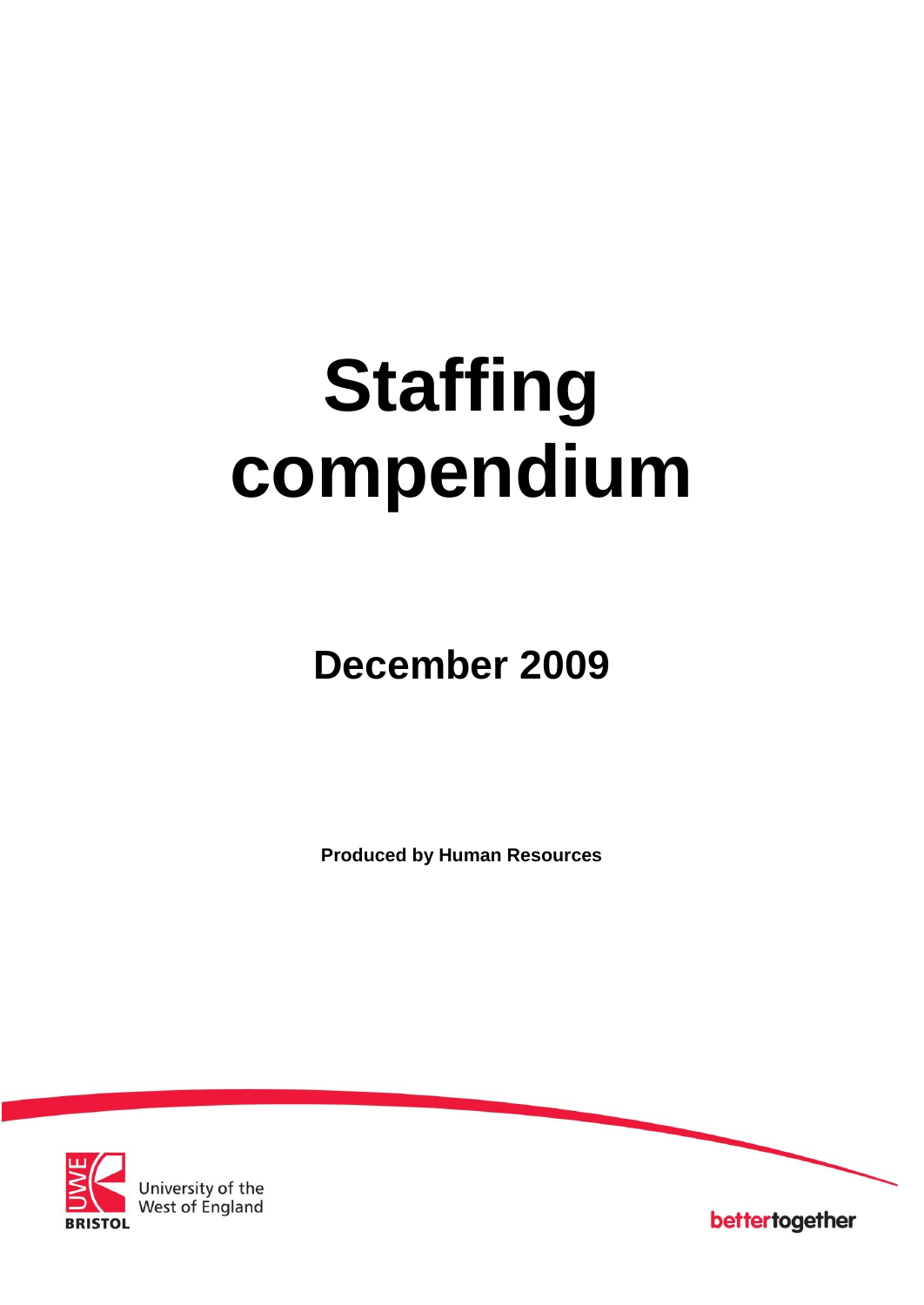# Staffing compendium

## December 2009

**Produced by Human Resources**

University of the West of England

BRISTOL

bettertogether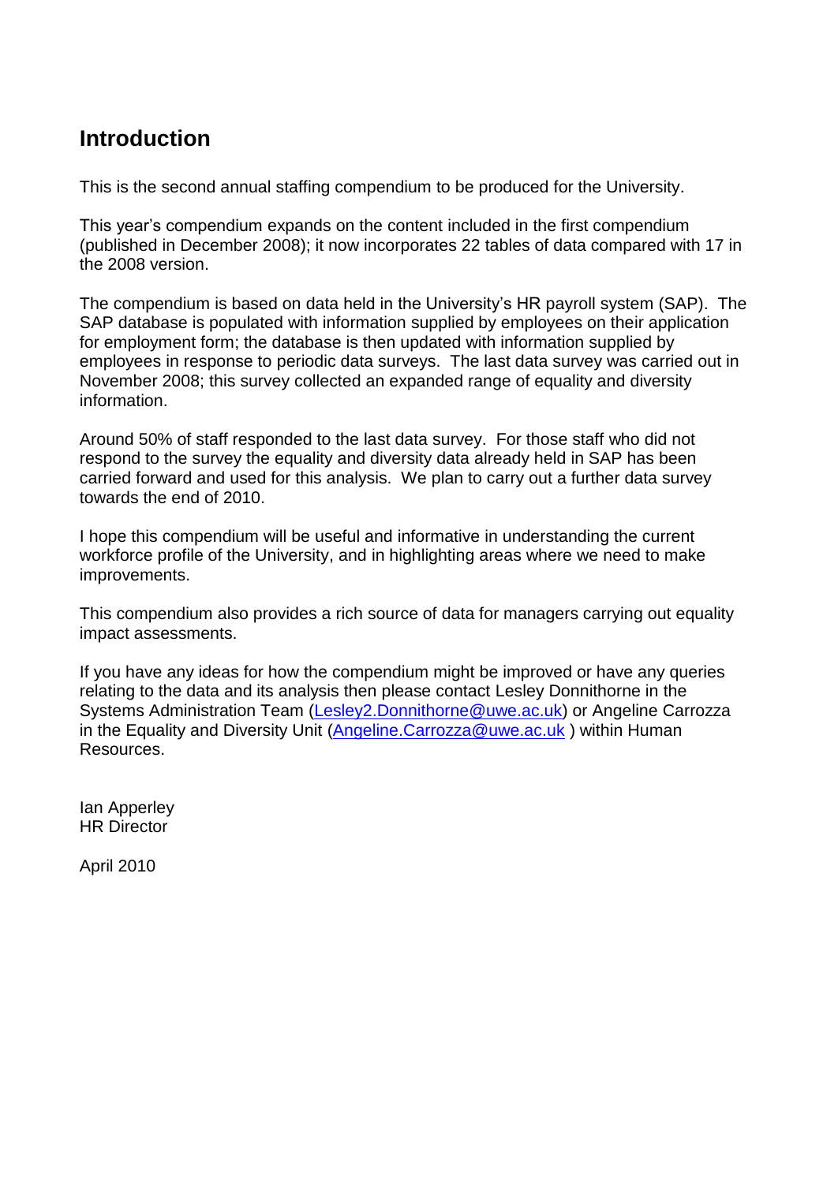## Introduction

This is the second annual staffing compendium to be produced for the University.

This year's compendium expands on the content included in the first compendium (published in December 2008); it now incorporates 22 tables of data compared with 17 in the 2008 version.

The compendium is based on data held in the University's HR payroll system (SAP). The SAP database is populated with information supplied by employees on their application for employment form; the database is then updated with information supplied by employees in response to periodic data surveys. The last data survey was carried out in November 2008; this survey collected an expanded range of equality and diversity information.

Around 50% of staff responded to the last data survey. For those staff who did not respond to the survey the equality and diversity data already held in SAP has been carried forward and used for this analysis. We plan to carry out a further data survey towards the end of 2010.

I hope this compendium will be useful and informative in understanding the current workforce profile of the University, and in highlighting areas where we need to make improvements.

This compendium also provides a rich source of data for managers carrying out equality impact assessments.

If you have any ideas for how the compendium might be improved or have any queries relating to the data and its analysis then please contact Lesley Donnithorne in the Systems Administration Team (Lesley2.Donnithorne@uwe.ac.uk) or Angeline Carrozza in the Equality and Diversity Unit (Angeline.Carrozza@uwe.ac.uk ) within Human Resources.

Ian Apperley
HR Director

April 2010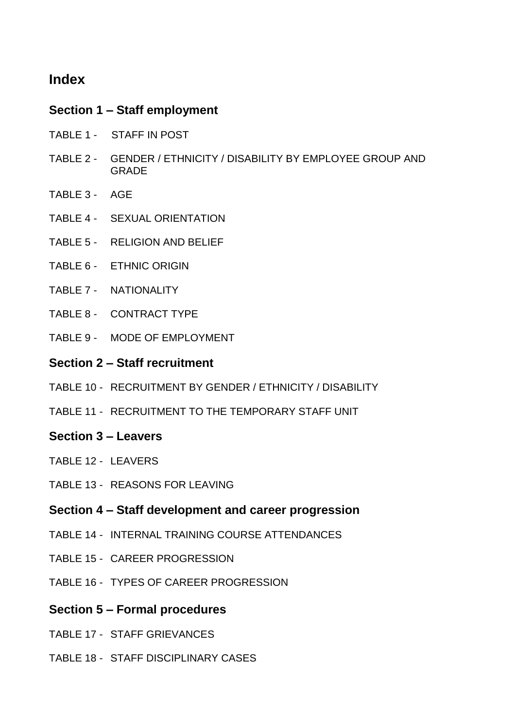# Index

## Section 1 – Staff employment

TABLE 1 - STAFF IN POST

TABLE 2 - GENDER / ETHNICITY / DISABILITY BY EMPLOYEE GROUP AND GRADE

TABLE 3 - AGE

TABLE 4 - SEXUAL ORIENTATION

TABLE 5 - RELIGION AND BELIEF

TABLE 6 - ETHNIC ORIGIN

TABLE 7 - NATIONALITY

TABLE 8 - CONTRACT TYPE

TABLE 9 - MODE OF EMPLOYMENT

## Section 2 – Staff recruitment

TABLE 10 - RECRUITMENT BY GENDER / ETHNICITY / DISABILITY

TABLE 11 - RECRUITMENT TO THE TEMPORARY STAFF UNIT

## Section 3 – Leavers

TABLE 12 - LEAVERS

TABLE 13 - REASONS FOR LEAVING

## Section 4 – Staff development and career progression

TABLE 14 - INTERNAL TRAINING COURSE ATTENDANCES

TABLE 15 - CAREER PROGRESSION

TABLE 16 - TYPES OF CAREER PROGRESSION

## Section 5 – Formal procedures

TABLE 17 - STAFF GRIEVANCES

TABLE 18 - STAFF DISCIPLINARY CASES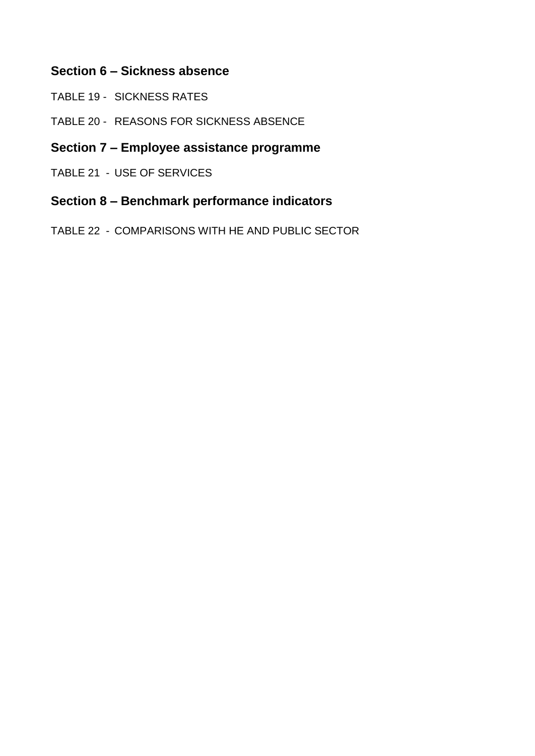## Section 6 – Sickness absence

TABLE 19 - SICKNESS RATES

TABLE 20 - REASONS FOR SICKNESS ABSENCE

## Section 7 – Employee assistance programme

TABLE 21 - USE OF SERVICES

## Section 8 – Benchmark performance indicators

TABLE 22 - COMPARISONS WITH HE AND PUBLIC SECTOR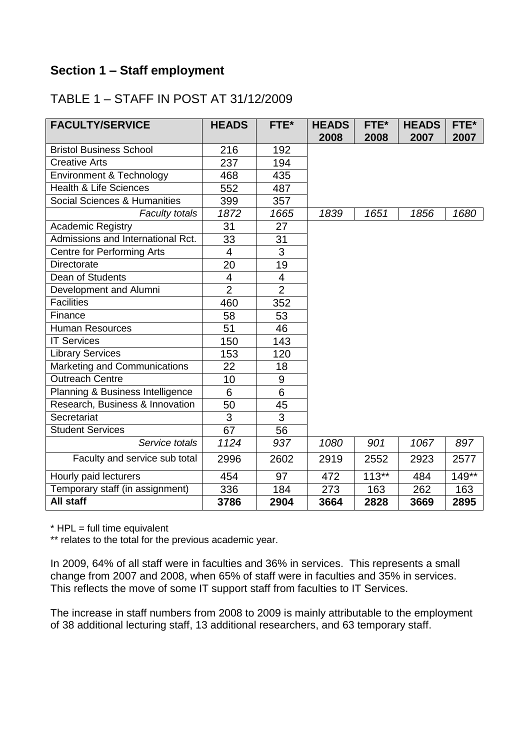## Section 1 – Staff employment

### TABLE 1 – STAFF IN POST AT 31/12/2009

| FACULTY/SERVICE | HEADS | FTE* | HEADS 2008 | FTE* 2008 | HEADS 2007 | FTE* 2007 |
|---|---|---|---|---|---|---|
| Bristol Business School | 216 | 192 | | | | |
| Creative Arts | 237 | 194 | | | | |
| Environment & Technology | 468 | 435 | | | | |
| Health & Life Sciences | 552 | 487 | | | | |
| Social Sciences & Humanities | 399 | 357 | | | | |
| *Faculty totals* | *1872* | *1665* | *1839* | *1651* | *1856* | *1680* |
| Academic Registry | 31 | 27 | | | | |
| Admissions and International Rct. | 33 | 31 | | | | |
| Centre for Performing Arts | 4 | 3 | | | | |
| Directorate | 20 | 19 | | | | |
| Dean of Students | 4 | 4 | | | | |
| Development and Alumni | 2 | 2 | | | | |
| Facilities | 460 | 352 | | | | |
| Finance | 58 | 53 | | | | |
| Human Resources | 51 | 46 | | | | |
| IT Services | 150 | 143 | | | | |
| Library Services | 153 | 120 | | | | |
| Marketing and Communications | 22 | 18 | | | | |
| Outreach Centre | 10 | 9 | | | | |
| Planning & Business Intelligence | 6 | 6 | | | | |
| Research, Business & Innovation | 50 | 45 | | | | |
| Secretariat | 3 | 3 | | | | |
| Student Services | 67 | 56 | | | | |
| *Service totals* | *1124* | *937* | *1080* | *901* | *1067* | *897* |
| Faculty and service sub total | 2996 | 2602 | 2919 | 2552 | 2923 | 2577 |
| Hourly paid lecturers | 454 | 97 | 472 | 113** | 484 | 149** |
| Temporary staff (in assignment) | 336 | 184 | 273 | 163 | 262 | 163 |
| **All staff** | **3786** | **2904** | **3664** | **2828** | **3669** | **2895** |

\* HPL = full time equivalent

** relates to the total for the previous academic year.

In 2009, 64% of all staff were in faculties and 36% in services. This represents a small change from 2007 and 2008, when 65% of staff were in faculties and 35% in services. This reflects the move of some IT support staff from faculties to IT Services.

The increase in staff numbers from 2008 to 2009 is mainly attributable to the employment of 38 additional lecturing staff, 13 additional researchers, and 63 temporary staff.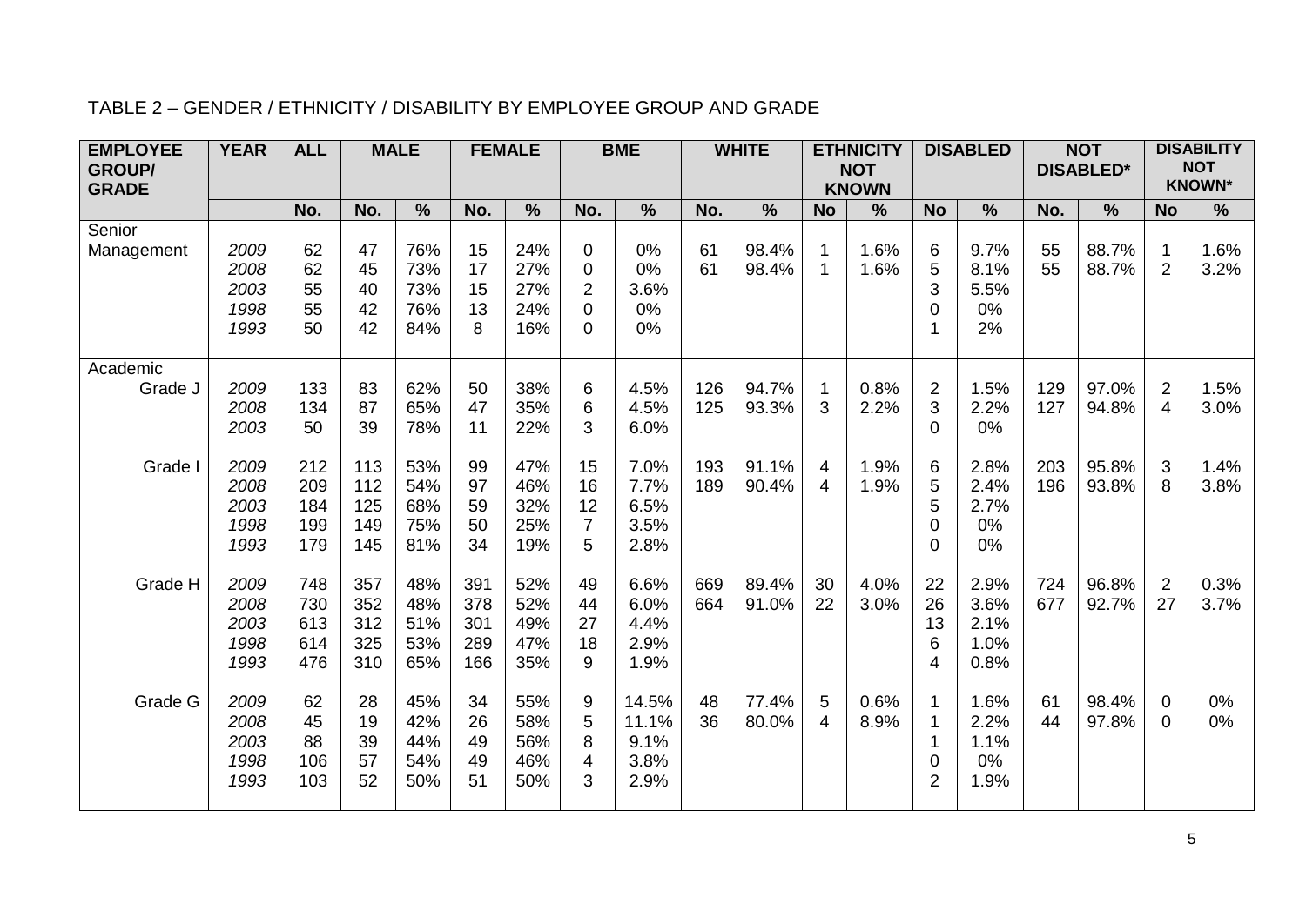TABLE 2 – GENDER / ETHNICITY / DISABILITY BY EMPLOYEE GROUP AND GRADE

| EMPLOYEE GROUP/ GRADE | YEAR | ALL | MALE | | FEMALE | | BME | | WHITE | | ETHNICITY NOT KNOWN | | DISABLED | | NOT DISABLED* | | DISABILITY NOT KNOWN* | |
|---|---|---|---|---|---|---|---|---|---|---|---|---|---|---|---|---|---|---|
| | | No. | No. | % | No. | % | No. | % | No. | % | No | % | No | % | No. | % | No | % |
| Senior Management | *2009* | 62 | 47 | 76% | 15 | 24% | 0 | 0% | 61 | 98.4% | 1 | 1.6% | 6 | 9.7% | 55 | 88.7% | 1 | 1.6% |
| | *2008* | 62 | 45 | 73% | 17 | 27% | 0 | 0% | 61 | 98.4% | 1 | 1.6% | 5 | 8.1% | 55 | 88.7% | 2 | 3.2% |
| | *2003* | 55 | 40 | 73% | 15 | 27% | 2 | 3.6% | | | | | 3 | 5.5% | | | | |
| | *1998* | 55 | 42 | 76% | 13 | 24% | 0 | 0% | | | | | 0 | 0% | | | | |
| | *1993* | 50 | 42 | 84% | 8 | 16% | 0 | 0% | | | | | 1 | 2% | | | | |
| Academic Grade J | *2009* | 133 | 83 | 62% | 50 | 38% | 6 | 4.5% | 126 | 94.7% | 1 | 0.8% | 2 | 1.5% | 129 | 97.0% | 2 | 1.5% |
| | *2008* | 134 | 87 | 65% | 47 | 35% | 6 | 4.5% | 125 | 93.3% | 3 | 2.2% | 3 | 2.2% | 127 | 94.8% | 4 | 3.0% |
| | *2003* | 50 | 39 | 78% | 11 | 22% | 3 | 6.0% | | | | | 0 | 0% | | | | |
| Grade I | *2009* | 212 | 113 | 53% | 99 | 47% | 15 | 7.0% | 193 | 91.1% | 4 | 1.9% | 6 | 2.8% | 203 | 95.8% | 3 | 1.4% |
| | *2008* | 209 | 112 | 54% | 97 | 46% | 16 | 7.7% | 189 | 90.4% | 4 | 1.9% | 5 | 2.4% | 196 | 93.8% | 8 | 3.8% |
| | *2003* | 184 | 125 | 68% | 59 | 32% | 12 | 6.5% | | | | | 5 | 2.7% | | | | |
| | *1998* | 199 | 149 | 75% | 50 | 25% | 7 | 3.5% | | | | | 0 | 0% | | | | |
| | *1993* | 179 | 145 | 81% | 34 | 19% | 5 | 2.8% | | | | | 0 | 0% | | | | |
| Grade H | *2009* | 748 | 357 | 48% | 391 | 52% | 49 | 6.6% | 669 | 89.4% | 30 | 4.0% | 22 | 2.9% | 724 | 96.8% | 2 | 0.3% |
| | *2008* | 730 | 352 | 48% | 378 | 52% | 44 | 6.0% | 664 | 91.0% | 22 | 3.0% | 26 | 3.6% | 677 | 92.7% | 27 | 3.7% |
| | *2003* | 613 | 312 | 51% | 301 | 49% | 27 | 4.4% | | | | | 13 | 2.1% | | | | |
| | *1998* | 614 | 325 | 53% | 289 | 47% | 18 | 2.9% | | | | | 6 | 1.0% | | | | |
| | *1993* | 476 | 310 | 65% | 166 | 35% | 9 | 1.9% | | | | | 4 | 0.8% | | | | |
| Grade G | *2009* | 62 | 28 | 45% | 34 | 55% | 9 | 14.5% | 48 | 77.4% | 5 | 0.6% | 1 | 1.6% | 61 | 98.4% | 0 | 0% |
| | *2008* | 45 | 19 | 42% | 26 | 58% | 5 | 11.1% | 36 | 80.0% | 4 | 8.9% | 1 | 2.2% | 44 | 97.8% | 0 | 0% |
| | *2003* | 88 | 39 | 44% | 49 | 56% | 8 | 9.1% | | | | | 1 | 1.1% | | | | |
| | *1998* | 106 | 57 | 54% | 49 | 46% | 4 | 3.8% | | | | | 0 | 0% | | | | |
| | *1993* | 103 | 52 | 50% | 51 | 50% | 3 | 2.9% | | | | | 2 | 1.9% | | | | |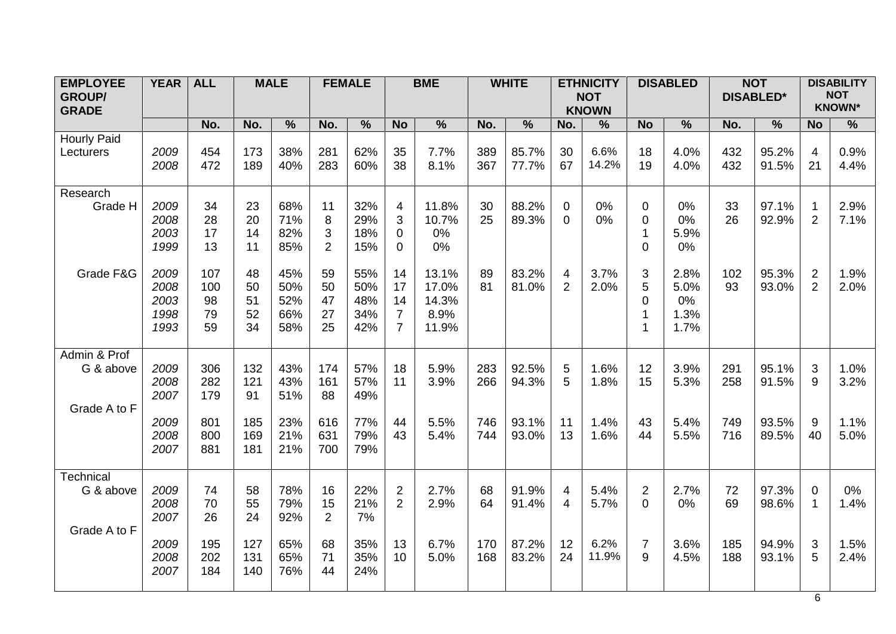| EMPLOYEE GROUP/ GRADE | YEAR | ALL | MALE | | FEMALE | | BME | | WHITE | | ETHNICITY NOT KNOWN | | DISABLED | | NOT DISABLED* | | DISABILITY NOT KNOWN* | |
|---|---|---|---|---|---|---|---|---|---|---|---|---|---|---|---|---|---|---|
| | | No. | No. | % | No. | % | No | % | No. | % | No. | % | No | % | No. | % | No | % |
| Hourly Paid Lecturers | *2009* | 454 | 173 | 38% | 281 | 62% | 35 | 7.7% | 389 | 85.7% | 30 | 6.6% | 18 | 4.0% | 432 | 95.2% | 4 | 0.9% |
| | *2008* | 472 | 189 | 40% | 283 | 60% | 38 | 8.1% | 367 | 77.7% | 67 | 14.2% | 19 | 4.0% | 432 | 91.5% | 21 | 4.4% |
| Research Grade H | *2009* | 34 | 23 | 68% | 11 | 32% | 4 | 11.8% | 30 | 88.2% | 0 | 0% | 0 | 0% | 33 | 97.1% | 1 | 2.9% |
| | *2008* | 28 | 20 | 71% | 8 | 29% | 3 | 10.7% | 25 | 89.3% | 0 | 0% | 0 | 0% | 26 | 92.9% | 2 | 7.1% |
| | *2003* | 17 | 14 | 82% | 3 | 18% | 0 | 0% | | | | | 1 | 5.9% | | | | |
| | *1999* | 13 | 11 | 85% | 2 | 15% | 0 | 0% | | | | | 0 | 0% | | | | |
| Grade F&G | *2009* | 107 | 48 | 45% | 59 | 55% | 14 | 13.1% | 89 | 83.2% | 4 | 3.7% | 3 | 2.8% | 102 | 95.3% | 2 | 1.9% |
| | *2008* | 100 | 50 | 50% | 50 | 50% | 17 | 17.0% | 81 | 81.0% | 2 | 2.0% | 5 | 5.0% | 93 | 93.0% | 2 | 2.0% |
| | *2003* | 98 | 51 | 52% | 47 | 48% | 14 | 14.3% | | | | | 0 | 0% | | | | |
| | *1998* | 79 | 52 | 66% | 27 | 34% | 7 | 8.9% | | | | | 1 | 1.3% | | | | |
| | *1993* | 59 | 34 | 58% | 25 | 42% | 7 | 11.9% | | | | | 1 | 1.7% | | | | |
| Admin & Prof G & above | *2009* | 306 | 132 | 43% | 174 | 57% | 18 | 5.9% | 283 | 92.5% | 5 | 1.6% | 12 | 3.9% | 291 | 95.1% | 3 | 1.0% |
| | *2008* | 282 | 121 | 43% | 161 | 57% | 11 | 3.9% | 266 | 94.3% | 5 | 1.8% | 15 | 5.3% | 258 | 91.5% | 9 | 3.2% |
| | *2007* | 179 | 91 | 51% | 88 | 49% | | | | | | | | | | | | |
| Grade A to F | *2009* | 801 | 185 | 23% | 616 | 77% | 44 | 5.5% | 746 | 93.1% | 11 | 1.4% | 43 | 5.4% | 749 | 93.5% | 9 | 1.1% |
| | *2008* | 800 | 169 | 21% | 631 | 79% | 43 | 5.4% | 744 | 93.0% | 13 | 1.6% | 44 | 5.5% | 716 | 89.5% | 40 | 5.0% |
| | *2007* | 881 | 181 | 21% | 700 | 79% | | | | | | | | | | | | |
| Technical G & above | *2009* | 74 | 58 | 78% | 16 | 22% | 2 | 2.7% | 68 | 91.9% | 4 | 5.4% | 2 | 2.7% | 72 | 97.3% | 0 | 0% |
| | *2008* | 70 | 55 | 79% | 15 | 21% | 2 | 2.9% | 64 | 91.4% | 4 | 5.7% | 0 | 0% | 69 | 98.6% | 1 | 1.4% |
| | *2007* | 26 | 24 | 92% | 2 | 7% | | | | | | | | | | | | |
| Grade A to F | *2009* | 195 | 127 | 65% | 68 | 35% | 13 | 6.7% | 170 | 87.2% | 12 | 6.2% | 7 | 3.6% | 185 | 94.9% | 3 | 1.5% |
| | *2008* | 202 | 131 | 65% | 71 | 35% | 10 | 5.0% | 168 | 83.2% | 24 | 11.9% | 9 | 4.5% | 188 | 93.1% | 5 | 2.4% |
| | *2007* | 184 | 140 | 76% | 44 | 24% | | | | | | | | | | | | |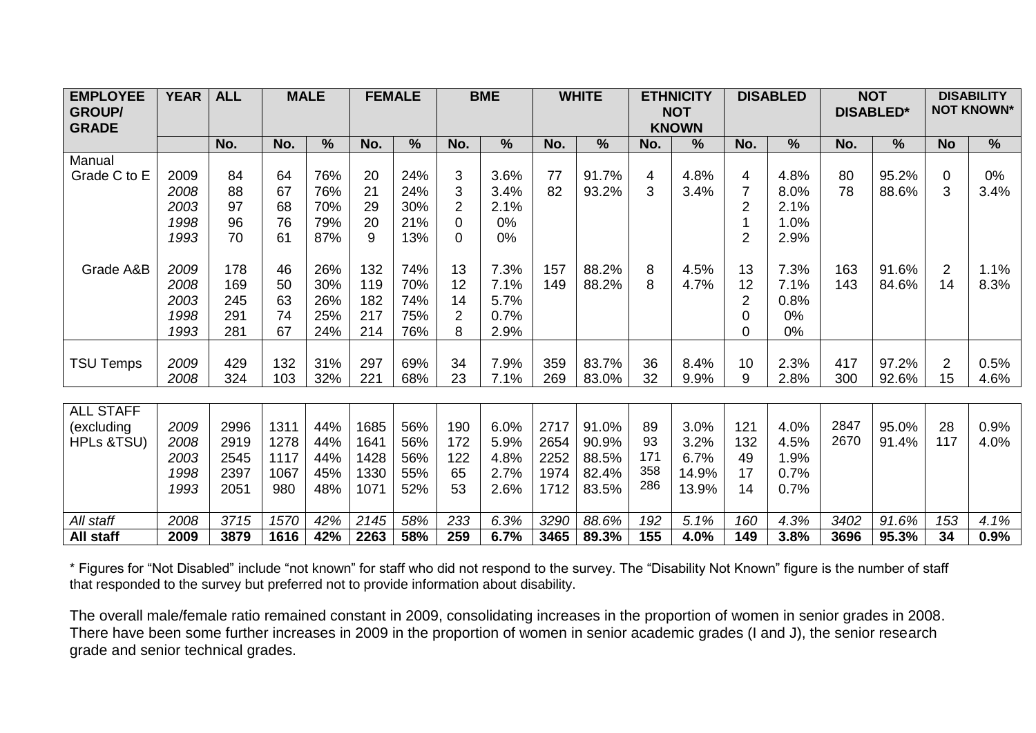| EMPLOYEE GROUP/ GRADE | YEAR | ALL | MALE | | FEMALE | | BME | | WHITE | | ETHNICITY NOT KNOWN | | DISABLED | | NOT DISABLED* | | DISABILITY NOT KNOWN* | |
|---|---|---|---|---|---|---|---|---|---|---|---|---|---|---|---|---|---|---|
| | | No. | No. | % | No. | % | No. | % | No. | % | No. | % | No. | % | No. | % | No | % |
| Manual | | | | | | | | | | | | | | | | | | |
| Grade C to E | 2009 | 84 | 64 | 76% | 20 | 24% | 3 | 3.6% | 77 | 91.7% | 4 | 4.8% | 4 | 4.8% | 80 | 95.2% | 0 | 0% |
| | *2008* | 88 | 67 | 76% | 21 | 24% | 3 | 3.4% | 82 | 93.2% | 3 | 3.4% | 7 | 8.0% | 78 | 88.6% | 3 | 3.4% |
| | *2003* | 97 | 68 | 70% | 29 | 30% | 2 | 2.1% | | | | | 2 | 2.1% | | | | |
| | *1998* | 96 | 76 | 79% | 20 | 21% | 0 | 0% | | | | | 1 | 1.0% | | | | |
| | *1993* | 70 | 61 | 87% | 9 | 13% | 0 | 0% | | | | | 2 | 2.9% | | | | |
| Grade A&B | *2009* | 178 | 46 | 26% | 132 | 74% | 13 | 7.3% | 157 | 88.2% | 8 | 4.5% | 13 | 7.3% | 163 | 91.6% | 2 | 1.1% |
| | *2008* | 169 | 50 | 30% | 119 | 70% | 12 | 7.1% | 149 | 88.2% | 8 | 4.7% | 12 | 7.1% | 143 | 84.6% | 14 | 8.3% |
| | *2003* | 245 | 63 | 26% | 182 | 74% | 14 | 5.7% | | | | | 2 | 0.8% | | | | |
| | *1998* | 291 | 74 | 25% | 217 | 75% | 2 | 0.7% | | | | | 0 | 0% | | | | |
| | *1993* | 281 | 67 | 24% | 214 | 76% | 8 | 2.9% | | | | | 0 | 0% | | | | |
| TSU Temps | *2009* | 429 | 132 | 31% | 297 | 69% | 34 | 7.9% | 359 | 83.7% | 36 | 8.4% | 10 | 2.3% | 417 | 97.2% | 2 | 0.5% |
| | *2008* | 324 | 103 | 32% | 221 | 68% | 23 | 7.1% | 269 | 83.0% | 32 | 9.9% | 9 | 2.8% | 300 | 92.6% | 15 | 4.6% |
| ALL STAFF (excluding HPLs &TSU) | *2009* | 2996 | 1311 | 44% | 1685 | 56% | 190 | 6.0% | 2717 | 91.0% | 89 | 3.0% | 121 | 4.0% | 2847 | 95.0% | 28 | 0.9% |
| | *2008* | 2919 | 1278 | 44% | 1641 | 56% | 172 | 5.9% | 2654 | 90.9% | 93 | 3.2% | 132 | 4.5% | 2670 | 91.4% | 117 | 4.0% |
| | *2003* | 2545 | 1117 | 44% | 1428 | 56% | 122 | 4.8% | 2252 | 88.5% | 171 | 6.7% | 49 | 1.9% | | | | |
| | *1998* | 2397 | 1067 | 45% | 1330 | 55% | 65 | 2.7% | 1974 | 82.4% | 358 | 14.9% | 17 | 0.7% | | | | |
| | *1993* | 2051 | 980 | 48% | 1071 | 52% | 53 | 2.6% | 1712 | 83.5% | 286 | 13.9% | 14 | 0.7% | | | | |
| *All staff* | *2008* | *3715* | *1570* | *42%* | *2145* | *58%* | *233* | *6.3%* | *3290* | *88.6%* | *192* | *5.1%* | *160* | *4.3%* | *3402* | *91.6%* | *153* | *4.1%* |
| **All staff** | **2009** | **3879** | **1616** | **42%** | **2263** | **58%** | **259** | **6.7%** | **3465** | **89.3%** | **155** | **4.0%** | **149** | **3.8%** | **3696** | **95.3%** | **34** | **0.9%** |

* Figures for "Not Disabled" include "not known" for staff who did not respond to the survey. The "Disability Not Known" figure is the number of staff that responded to the survey but preferred not to provide information about disability.

The overall male/female ratio remained constant in 2009, consolidating increases in the proportion of women in senior grades in 2008. There have been some further increases in 2009 in the proportion of women in senior academic grades (I and J), the senior research grade and senior technical grades.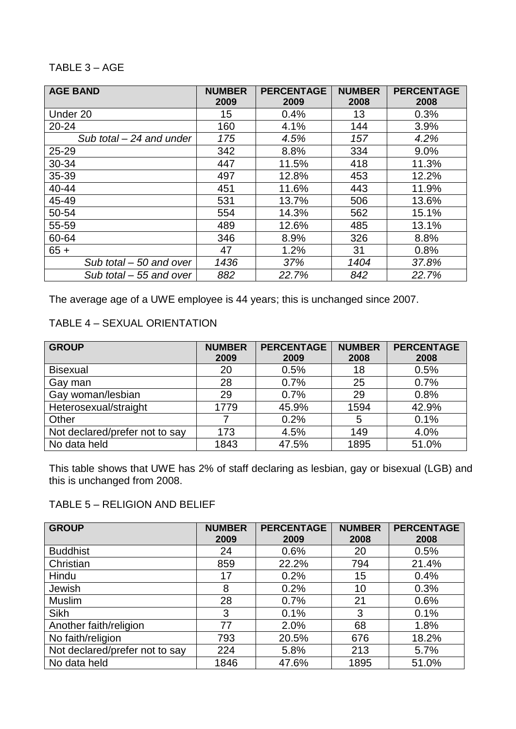TABLE 3 – AGE

| AGE BAND | NUMBER 2009 | PERCENTAGE 2009 | NUMBER 2008 | PERCENTAGE 2008 |
|---|---|---|---|---|
| Under 20 | 15 | 0.4% | 13 | 0.3% |
| 20-24 | 160 | 4.1% | 144 | 3.9% |
| *Sub total – 24 and under* | *175* | *4.5%* | *157* | *4.2%* |
| 25-29 | 342 | 8.8% | 334 | 9.0% |
| 30-34 | 447 | 11.5% | 418 | 11.3% |
| 35-39 | 497 | 12.8% | 453 | 12.2% |
| 40-44 | 451 | 11.6% | 443 | 11.9% |
| 45-49 | 531 | 13.7% | 506 | 13.6% |
| 50-54 | 554 | 14.3% | 562 | 15.1% |
| 55-59 | 489 | 12.6% | 485 | 13.1% |
| 60-64 | 346 | 8.9% | 326 | 8.8% |
| 65 + | 47 | 1.2% | 31 | 0.8% |
| *Sub total – 50 and over* | *1436* | *37%* | *1404* | *37.8%* |
| *Sub total – 55 and over* | *882* | *22.7%* | *842* | *22.7%* |

The average age of a UWE employee is 44 years; this is unchanged since 2007.

TABLE 4 – SEXUAL ORIENTATION

| GROUP | NUMBER 2009 | PERCENTAGE 2009 | NUMBER 2008 | PERCENTAGE 2008 |
|---|---|---|---|---|
| Bisexual | 20 | 0.5% | 18 | 0.5% |
| Gay man | 28 | 0.7% | 25 | 0.7% |
| Gay woman/lesbian | 29 | 0.7% | 29 | 0.8% |
| Heterosexual/straight | 1779 | 45.9% | 1594 | 42.9% |
| Other | 7 | 0.2% | 5 | 0.1% |
| Not declared/prefer not to say | 173 | 4.5% | 149 | 4.0% |
| No data held | 1843 | 47.5% | 1895 | 51.0% |

This table shows that UWE has 2% of staff declaring as lesbian, gay or bisexual (LGB) and this is unchanged from 2008.

TABLE 5 – RELIGION AND BELIEF

| GROUP | NUMBER 2009 | PERCENTAGE 2009 | NUMBER 2008 | PERCENTAGE 2008 |
|---|---|---|---|---|
| Buddhist | 24 | 0.6% | 20 | 0.5% |
| Christian | 859 | 22.2% | 794 | 21.4% |
| Hindu | 17 | 0.2% | 15 | 0.4% |
| Jewish | 8 | 0.2% | 10 | 0.3% |
| Muslim | 28 | 0.7% | 21 | 0.6% |
| Sikh | 3 | 0.1% | 3 | 0.1% |
| Another faith/religion | 77 | 2.0% | 68 | 1.8% |
| No faith/religion | 793 | 20.5% | 676 | 18.2% |
| Not declared/prefer not to say | 224 | 5.8% | 213 | 5.7% |
| No data held | 1846 | 47.6% | 1895 | 51.0% |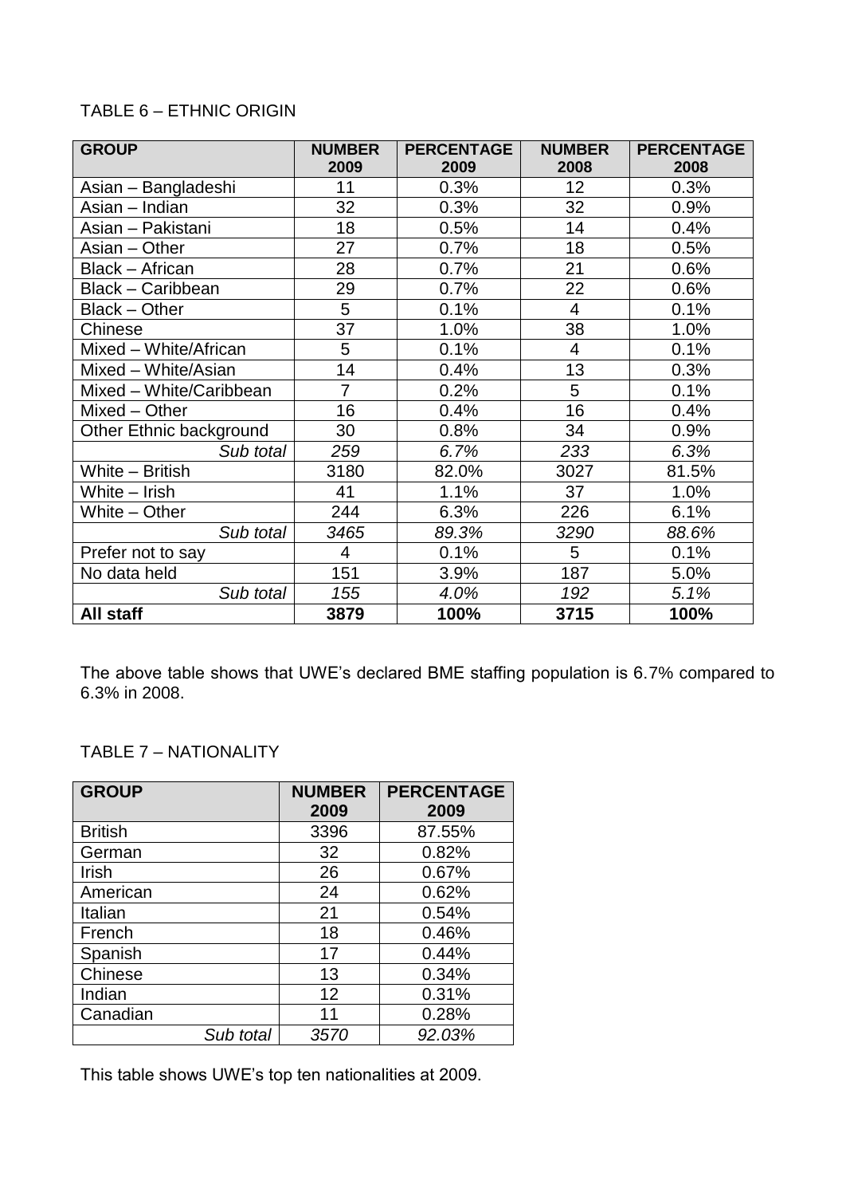TABLE 6 – ETHNIC ORIGIN

| GROUP | NUMBER 2009 | PERCENTAGE 2009 | NUMBER 2008 | PERCENTAGE 2008 |
|---|---|---|---|---|
| Asian – Bangladeshi | 11 | 0.3% | 12 | 0.3% |
| Asian – Indian | 32 | 0.3% | 32 | 0.9% |
| Asian – Pakistani | 18 | 0.5% | 14 | 0.4% |
| Asian – Other | 27 | 0.7% | 18 | 0.5% |
| Black – African | 28 | 0.7% | 21 | 0.6% |
| Black – Caribbean | 29 | 0.7% | 22 | 0.6% |
| Black – Other | 5 | 0.1% | 4 | 0.1% |
| Chinese | 37 | 1.0% | 38 | 1.0% |
| Mixed – White/African | 5 | 0.1% | 4 | 0.1% |
| Mixed – White/Asian | 14 | 0.4% | 13 | 0.3% |
| Mixed – White/Caribbean | 7 | 0.2% | 5 | 0.1% |
| Mixed – Other | 16 | 0.4% | 16 | 0.4% |
| Other Ethnic background | 30 | 0.8% | 34 | 0.9% |
| *Sub total* | *259* | *6.7%* | *233* | *6.3%* |
| White – British | 3180 | 82.0% | 3027 | 81.5% |
| White – Irish | 41 | 1.1% | 37 | 1.0% |
| White – Other | 244 | 6.3% | 226 | 6.1% |
| *Sub total* | *3465* | *89.3%* | *3290* | *88.6%* |
| Prefer not to say | 4 | 0.1% | 5 | 0.1% |
| No data held | 151 | 3.9% | 187 | 5.0% |
| *Sub total* | *155* | *4.0%* | *192* | *5.1%* |
| **All staff** | **3879** | **100%** | **3715** | **100%** |

The above table shows that UWE's declared BME staffing population is 6.7% compared to 6.3% in 2008.

TABLE 7 – NATIONALITY

| GROUP | NUMBER 2009 | PERCENTAGE 2009 |
|---|---|---|
| British | 3396 | 87.55% |
| German | 32 | 0.82% |
| Irish | 26 | 0.67% |
| American | 24 | 0.62% |
| Italian | 21 | 0.54% |
| French | 18 | 0.46% |
| Spanish | 17 | 0.44% |
| Chinese | 13 | 0.34% |
| Indian | 12 | 0.31% |
| Canadian | 11 | 0.28% |
| *Sub total* | *3570* | *92.03%* |

This table shows UWE's top ten nationalities at 2009.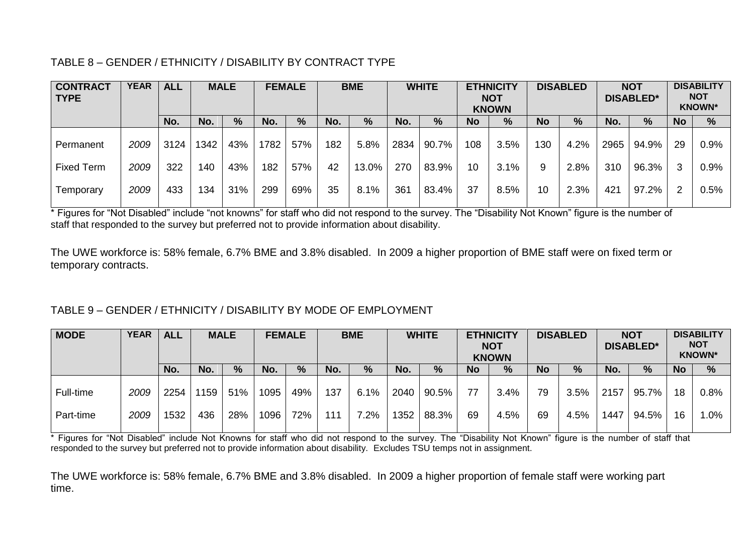TABLE 8 – GENDER / ETHNICITY / DISABILITY BY CONTRACT TYPE

| CONTRACT TYPE | YEAR | ALL | MALE | | FEMALE | | BME | | WHITE | | ETHNICITY NOT KNOWN | | DISABLED | | NOT DISABLED* | | DISABILITY NOT KNOWN* | |
|---|---|---|---|---|---|---|---|---|---|---|---|---|---|---|---|---|---|---|
| | | No. | No. | % | No. | % | No. | % | No. | % | No | % | No | % | No. | % | No | % |
| Permanent | *2009* | 3124 | 1342 | 43% | 1782 | 57% | 182 | 5.8% | 2834 | 90.7% | 108 | 3.5% | 130 | 4.2% | 2965 | 94.9% | 29 | 0.9% |
| Fixed Term | *2009* | 322 | 140 | 43% | 182 | 57% | 42 | 13.0% | 270 | 83.9% | 10 | 3.1% | 9 | 2.8% | 310 | 96.3% | 3 | 0.9% |
| Temporary | *2009* | 433 | 134 | 31% | 299 | 69% | 35 | 8.1% | 361 | 83.4% | 37 | 8.5% | 10 | 2.3% | 421 | 97.2% | 2 | 0.5% |

* Figures for "Not Disabled" include "not knowns" for staff who did not respond to the survey. The "Disability Not Known" figure is the number of staff that responded to the survey but preferred not to provide information about disability.

The UWE workforce is: 58% female, 6.7% BME and 3.8% disabled. In 2009 a higher proportion of BME staff were on fixed term or temporary contracts.

TABLE 9 – GENDER / ETHNICITY / DISABILITY BY MODE OF EMPLOYMENT

| MODE | YEAR | ALL | MALE | | FEMALE | | BME | | WHITE | | ETHNICITY NOT KNOWN | | DISABLED | | NOT DISABLED* | | DISABILITY NOT KNOWN* | |
|---|---|---|---|---|---|---|---|---|---|---|---|---|---|---|---|---|---|---|
| | | No. | No. | % | No. | % | No. | % | No. | % | No | % | No | % | No. | % | No | % |
| Full-time | *2009* | 2254 | 1159 | 51% | 1095 | 49% | 137 | 6.1% | 2040 | 90.5% | 77 | 3.4% | 79 | 3.5% | 2157 | 95.7% | 18 | 0.8% |
| Part-time | *2009* | 1532 | 436 | 28% | 1096 | 72% | 111 | 7.2% | 1352 | 88.3% | 69 | 4.5% | 69 | 4.5% | 1447 | 94.5% | 16 | 1.0% |

* Figures for "Not Disabled" include Not Knowns for staff who did not respond to the survey. The "Disability Not Known" figure is the number of staff that responded to the survey but preferred not to provide information about disability. Excludes TSU temps not in assignment.

The UWE workforce is: 58% female, 6.7% BME and 3.8% disabled. In 2009 a higher proportion of female staff were working part time.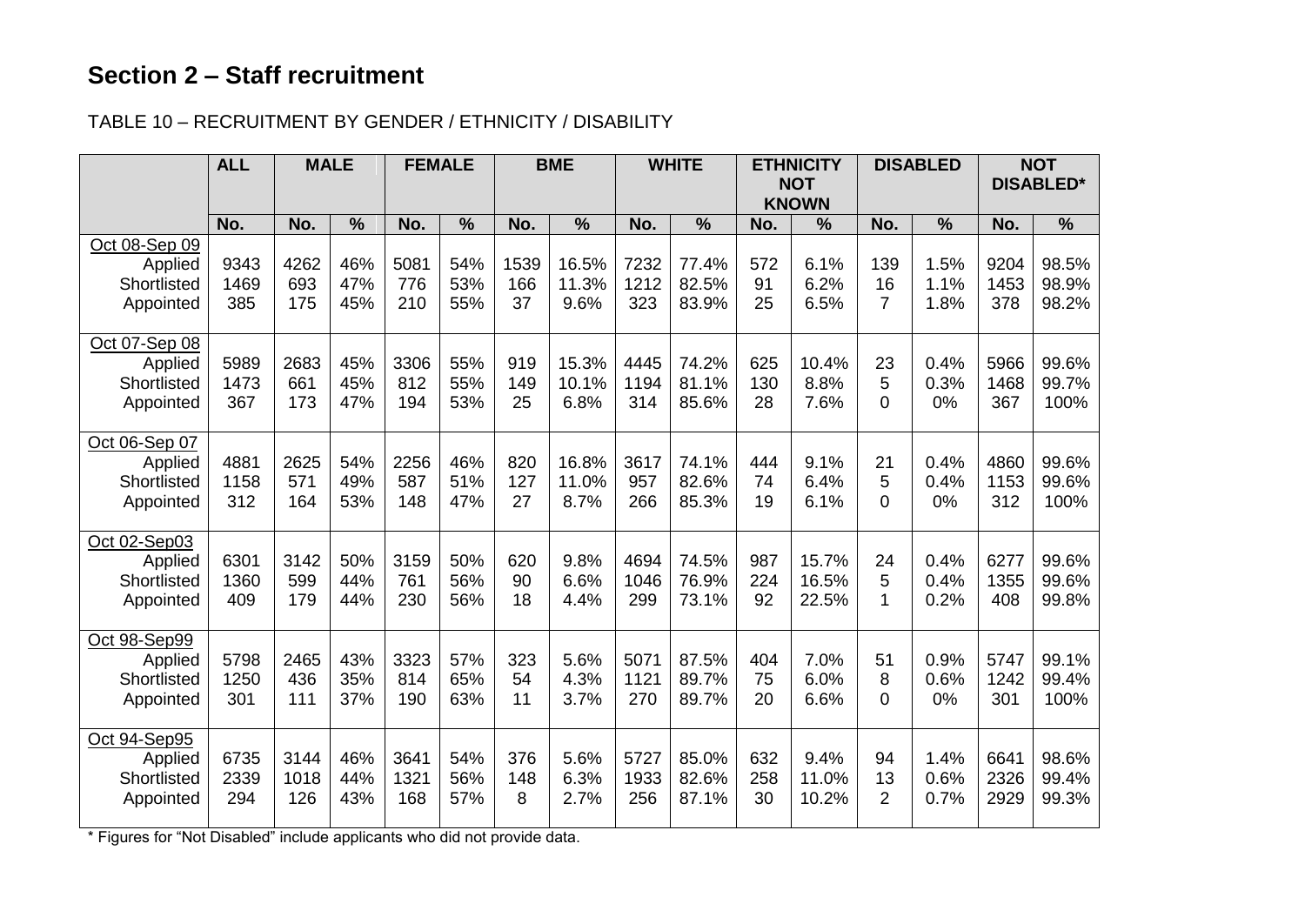## Section 2 – Staff recruitment

TABLE 10 – RECRUITMENT BY GENDER / ETHNICITY / DISABILITY

| | ALL | MALE | | FEMALE | | BME | | WHITE | | ETHNICITY NOT KNOWN | | DISABLED | | NOT DISABLED* | |
|---|---|---|---|---|---|---|---|---|---|---|---|---|---|---|---|
| | No. | No. | % | No. | % | No. | % | No. | % | No. | % | No. | % | No. | % |
| Oct 08-Sep 09 | | | | | | | | | | | | | | | |
| Applied | 9343 | 4262 | 46% | 5081 | 54% | 1539 | 16.5% | 7232 | 77.4% | 572 | 6.1% | 139 | 1.5% | 9204 | 98.5% |
| Shortlisted | 1469 | 693 | 47% | 776 | 53% | 166 | 11.3% | 1212 | 82.5% | 91 | 6.2% | 16 | 1.1% | 1453 | 98.9% |
| Appointed | 385 | 175 | 45% | 210 | 55% | 37 | 9.6% | 323 | 83.9% | 25 | 6.5% | 7 | 1.8% | 378 | 98.2% |
| Oct 07-Sep 08 | | | | | | | | | | | | | | | |
| Applied | 5989 | 2683 | 45% | 3306 | 55% | 919 | 15.3% | 4445 | 74.2% | 625 | 10.4% | 23 | 0.4% | 5966 | 99.6% |
| Shortlisted | 1473 | 661 | 45% | 812 | 55% | 149 | 10.1% | 1194 | 81.1% | 130 | 8.8% | 5 | 0.3% | 1468 | 99.7% |
| Appointed | 367 | 173 | 47% | 194 | 53% | 25 | 6.8% | 314 | 85.6% | 28 | 7.6% | 0 | 0% | 367 | 100% |
| Oct 06-Sep 07 | | | | | | | | | | | | | | | |
| Applied | 4881 | 2625 | 54% | 2256 | 46% | 820 | 16.8% | 3617 | 74.1% | 444 | 9.1% | 21 | 0.4% | 4860 | 99.6% |
| Shortlisted | 1158 | 571 | 49% | 587 | 51% | 127 | 11.0% | 957 | 82.6% | 74 | 6.4% | 5 | 0.4% | 1153 | 99.6% |
| Appointed | 312 | 164 | 53% | 148 | 47% | 27 | 8.7% | 266 | 85.3% | 19 | 6.1% | 0 | 0% | 312 | 100% |
| Oct 02-Sep03 | | | | | | | | | | | | | | | |
| Applied | 6301 | 3142 | 50% | 3159 | 50% | 620 | 9.8% | 4694 | 74.5% | 987 | 15.7% | 24 | 0.4% | 6277 | 99.6% |
| Shortlisted | 1360 | 599 | 44% | 761 | 56% | 90 | 6.6% | 1046 | 76.9% | 224 | 16.5% | 5 | 0.4% | 1355 | 99.6% |
| Appointed | 409 | 179 | 44% | 230 | 56% | 18 | 4.4% | 299 | 73.1% | 92 | 22.5% | 1 | 0.2% | 408 | 99.8% |
| Oct 98-Sep99 | | | | | | | | | | | | | | | |
| Applied | 5798 | 2465 | 43% | 3323 | 57% | 323 | 5.6% | 5071 | 87.5% | 404 | 7.0% | 51 | 0.9% | 5747 | 99.1% |
| Shortlisted | 1250 | 436 | 35% | 814 | 65% | 54 | 4.3% | 1121 | 89.7% | 75 | 6.0% | 8 | 0.6% | 1242 | 99.4% |
| Appointed | 301 | 111 | 37% | 190 | 63% | 11 | 3.7% | 270 | 89.7% | 20 | 6.6% | 0 | 0% | 301 | 100% |
| Oct 94-Sep95 | | | | | | | | | | | | | | | |
| Applied | 6735 | 3144 | 46% | 3641 | 54% | 376 | 5.6% | 5727 | 85.0% | 632 | 9.4% | 94 | 1.4% | 6641 | 98.6% |
| Shortlisted | 2339 | 1018 | 44% | 1321 | 56% | 148 | 6.3% | 1933 | 82.6% | 258 | 11.0% | 13 | 0.6% | 2326 | 99.4% |
| Appointed | 294 | 126 | 43% | 168 | 57% | 8 | 2.7% | 256 | 87.1% | 30 | 10.2% | 2 | 0.7% | 2929 | 99.3% |

* Figures for "Not Disabled" include applicants who did not provide data.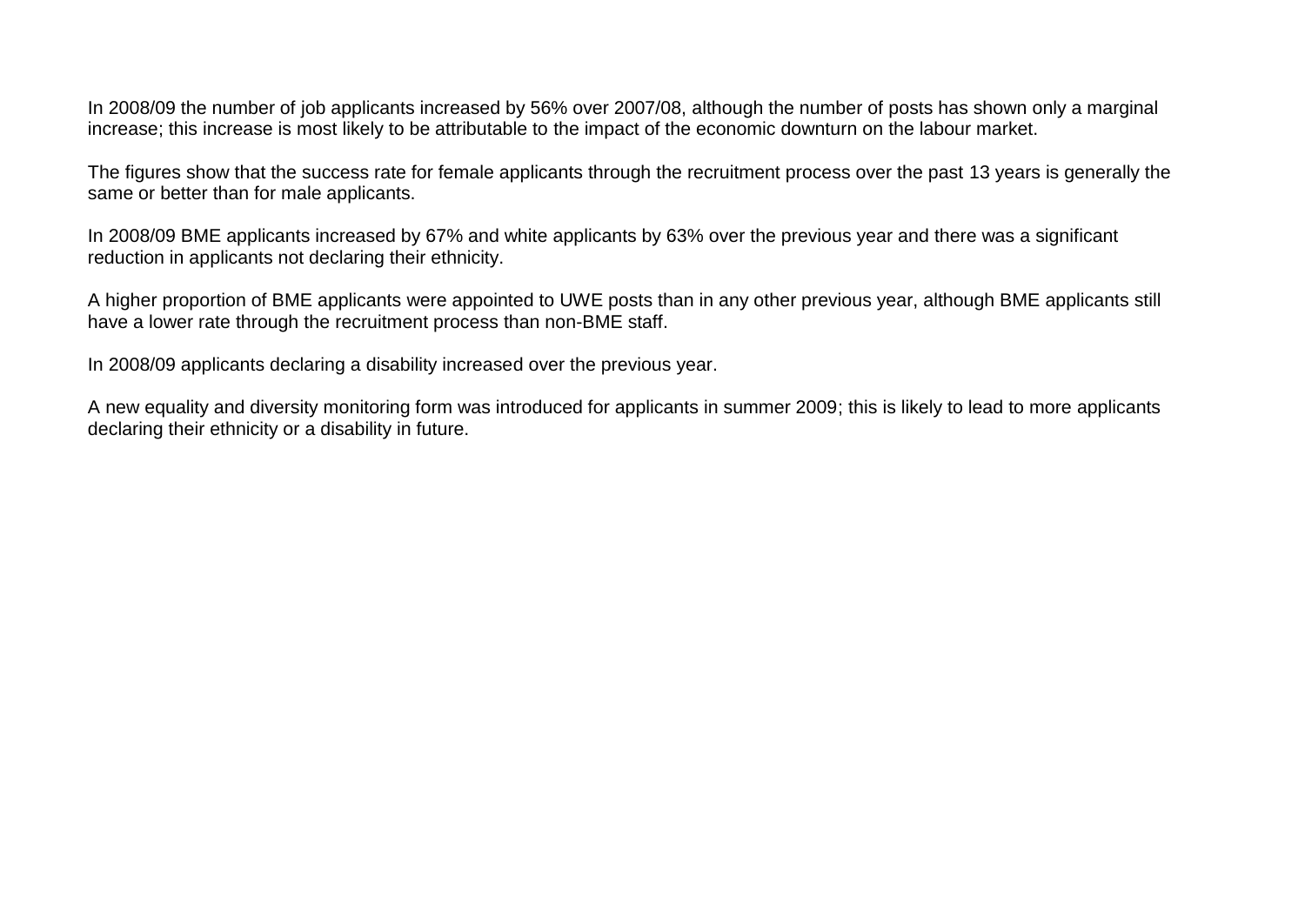In 2008/09 the number of job applicants increased by 56% over 2007/08, although the number of posts has shown only a marginal increase; this increase is most likely to be attributable to the impact of the economic downturn on the labour market.

The figures show that the success rate for female applicants through the recruitment process over the past 13 years is generally the same or better than for male applicants.

In 2008/09 BME applicants increased by 67% and white applicants by 63% over the previous year and there was a significant reduction in applicants not declaring their ethnicity.

A higher proportion of BME applicants were appointed to UWE posts than in any other previous year, although BME applicants still have a lower rate through the recruitment process than non-BME staff.

In 2008/09 applicants declaring a disability increased over the previous year.

A new equality and diversity monitoring form was introduced for applicants in summer 2009; this is likely to lead to more applicants declaring their ethnicity or a disability in future.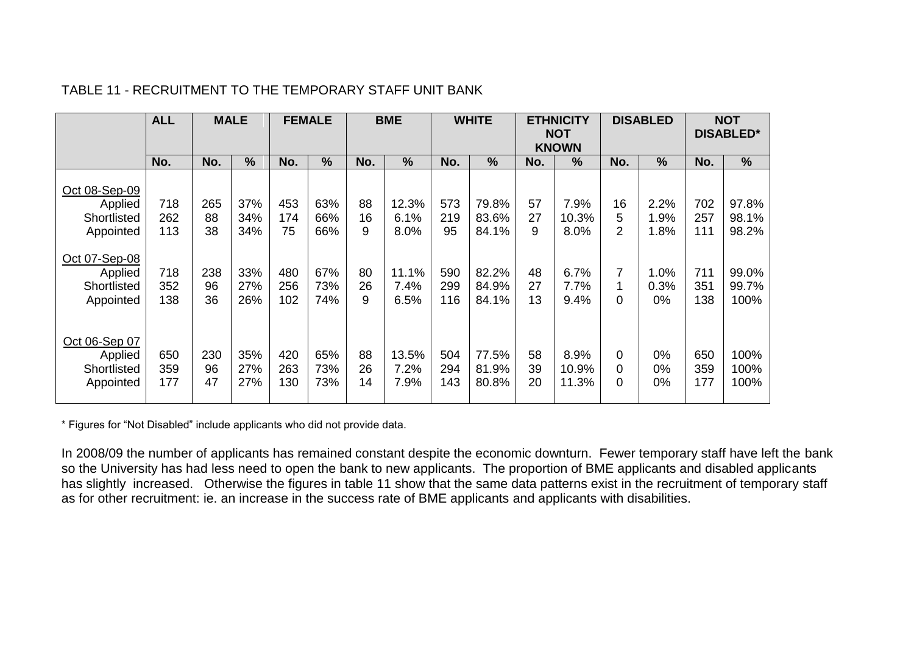TABLE 11 - RECRUITMENT TO THE TEMPORARY STAFF UNIT BANK

| | ALL | MALE | | FEMALE | | BME | | WHITE | | ETHNICITY NOT KNOWN | | DISABLED | | NOT DISABLED* | |
|---|---|---|---|---|---|---|---|---|---|---|---|---|---|---|---|
| | No. | No. | % | No. | % | No. | % | No. | % | No. | % | No. | % | No. | % |
| Oct 08-Sep-09 | | | | | | | | | | | | | | | |
| Applied | 718 | 265 | 37% | 453 | 63% | 88 | 12.3% | 573 | 79.8% | 57 | 7.9% | 16 | 2.2% | 702 | 97.8% |
| Shortlisted | 262 | 88 | 34% | 174 | 66% | 16 | 6.1% | 219 | 83.6% | 27 | 10.3% | 5 | 1.9% | 257 | 98.1% |
| Appointed | 113 | 38 | 34% | 75 | 66% | 9 | 8.0% | 95 | 84.1% | 9 | 8.0% | 2 | 1.8% | 111 | 98.2% |
| Oct 07-Sep-08 | | | | | | | | | | | | | | | |
| Applied | 718 | 238 | 33% | 480 | 67% | 80 | 11.1% | 590 | 82.2% | 48 | 6.7% | 7 | 1.0% | 711 | 99.0% |
| Shortlisted | 352 | 96 | 27% | 256 | 73% | 26 | 7.4% | 299 | 84.9% | 27 | 7.7% | 1 | 0.3% | 351 | 99.7% |
| Appointed | 138 | 36 | 26% | 102 | 74% | 9 | 6.5% | 116 | 84.1% | 13 | 9.4% | 0 | 0% | 138 | 100% |
| Oct 06-Sep 07 | | | | | | | | | | | | | | | |
| Applied | 650 | 230 | 35% | 420 | 65% | 88 | 13.5% | 504 | 77.5% | 58 | 8.9% | 0 | 0% | 650 | 100% |
| Shortlisted | 359 | 96 | 27% | 263 | 73% | 26 | 7.2% | 294 | 81.9% | 39 | 10.9% | 0 | 0% | 359 | 100% |
| Appointed | 177 | 47 | 27% | 130 | 73% | 14 | 7.9% | 143 | 80.8% | 20 | 11.3% | 0 | 0% | 177 | 100% |

* Figures for "Not Disabled" include applicants who did not provide data.

In 2008/09 the number of applicants has remained constant despite the economic downturn. Fewer temporary staff have left the bank so the University has had less need to open the bank to new applicants. The proportion of BME applicants and disabled applicants has slightly increased. Otherwise the figures in table 11 show that the same data patterns exist in the recruitment of temporary staff as for other recruitment: ie. an increase in the success rate of BME applicants and applicants with disabilities.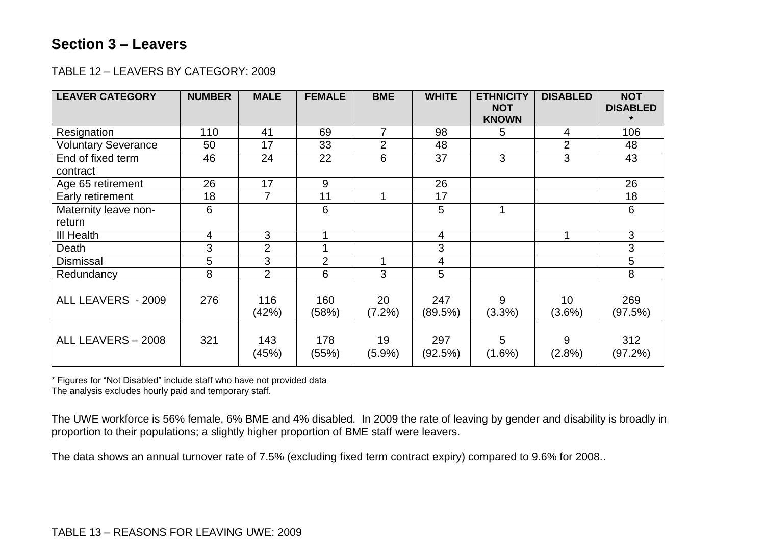## Section 3 – Leavers

TABLE 12 – LEAVERS BY CATEGORY: 2009

| LEAVER CATEGORY | NUMBER | MALE | FEMALE | BME | WHITE | ETHNICITY NOT KNOWN | DISABLED | NOT DISABLED * |
|---|---|---|---|---|---|---|---|---|
| Resignation | 110 | 41 | 69 | 7 | 98 | 5 | 4 | 106 |
| Voluntary Severance | 50 | 17 | 33 | 2 | 48 | | 2 | 48 |
| End of fixed term contract | 46 | 24 | 22 | 6 | 37 | 3 | 3 | 43 |
| Age 65 retirement | 26 | 17 | 9 | | 26 | | | 26 |
| Early retirement | 18 | 7 | 11 | 1 | 17 | | | 18 |
| Maternity leave non-return | 6 | | 6 | | 5 | 1 | | 6 |
| Ill Health | 4 | 3 | 1 | | 4 | | 1 | 3 |
| Death | 3 | 2 | 1 | | 3 | | | 3 |
| Dismissal | 5 | 3 | 2 | 1 | 4 | | | 5 |
| Redundancy | 8 | 2 | 6 | 3 | 5 | | | 8 |
| ALL LEAVERS - 2009 | 276 | 116 (42%) | 160 (58%) | 20 (7.2%) | 247 (89.5%) | 9 (3.3%) | 10 (3.6%) | 269 (97.5%) |
| ALL LEAVERS – 2008 | 321 | 143 (45%) | 178 (55%) | 19 (5.9%) | 297 (92.5%) | 5 (1.6%) | 9 (2.8%) | 312 (97.2%) |

* Figures for "Not Disabled" include staff who have not provided data
The analysis excludes hourly paid and temporary staff.

The UWE workforce is 56% female, 6% BME and 4% disabled. In 2009 the rate of leaving by gender and disability is broadly in proportion to their populations; a slightly higher proportion of BME staff were leavers.

The data shows an annual turnover rate of 7.5% (excluding fixed term contract expiry) compared to 9.6% for 2008..

TABLE 13 – REASONS FOR LEAVING UWE: 2009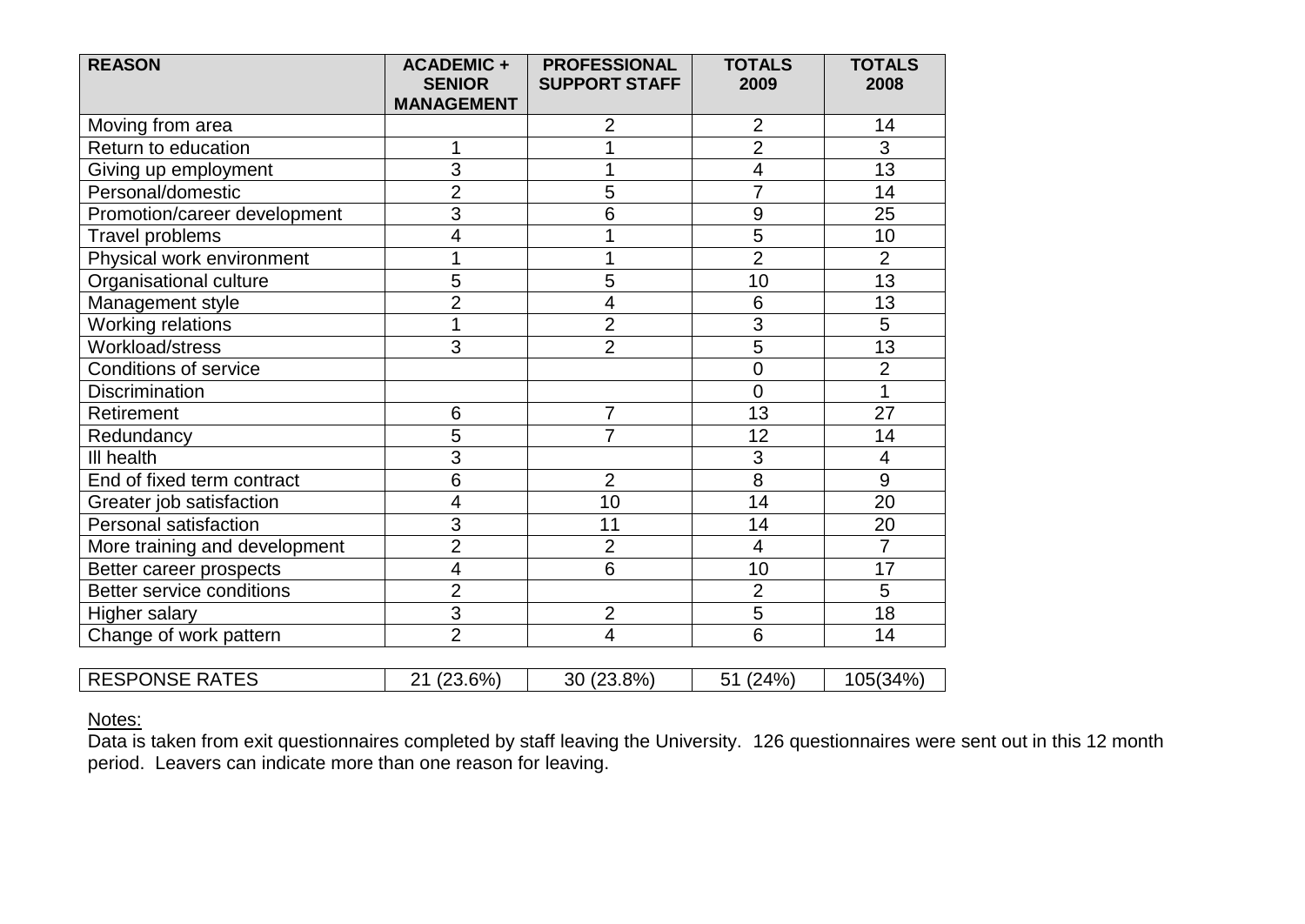| REASON | ACADEMIC + SENIOR MANAGEMENT | PROFESSIONAL SUPPORT STAFF | TOTALS 2009 | TOTALS 2008 |
|---|---|---|---|---|
| Moving from area | | 2 | 2 | 14 |
| Return to education | 1 | 1 | 2 | 3 |
| Giving up employment | 3 | 1 | 4 | 13 |
| Personal/domestic | 2 | 5 | 7 | 14 |
| Promotion/career development | 3 | 6 | 9 | 25 |
| Travel problems | 4 | 1 | 5 | 10 |
| Physical work environment | 1 | 1 | 2 | 2 |
| Organisational culture | 5 | 5 | 10 | 13 |
| Management style | 2 | 4 | 6 | 13 |
| Working relations | 1 | 2 | 3 | 5 |
| Workload/stress | 3 | 2 | 5 | 13 |
| Conditions of service | | | 0 | 2 |
| Discrimination | | | 0 | 1 |
| Retirement | 6 | 7 | 13 | 27 |
| Redundancy | 5 | 7 | 12 | 14 |
| Ill health | 3 | | 3 | 4 |
| End of fixed term contract | 6 | 2 | 8 | 9 |
| Greater job satisfaction | 4 | 10 | 14 | 20 |
| Personal satisfaction | 3 | 11 | 14 | 20 |
| More training and development | 2 | 2 | 4 | 7 |
| Better career prospects | 4 | 6 | 10 | 17 |
| Better service conditions | 2 | | 2 | 5 |
| Higher salary | 3 | 2 | 5 | 18 |
| Change of work pattern | 2 | 4 | 6 | 14 |
| RESPONSE RATES | 21 (23.6%) | 30 (23.8%) | 51 (24%) | 105(34%) |

Notes:

Data is taken from exit questionnaires completed by staff leaving the University. 126 questionnaires were sent out in this 12 month period. Leavers can indicate more than one reason for leaving.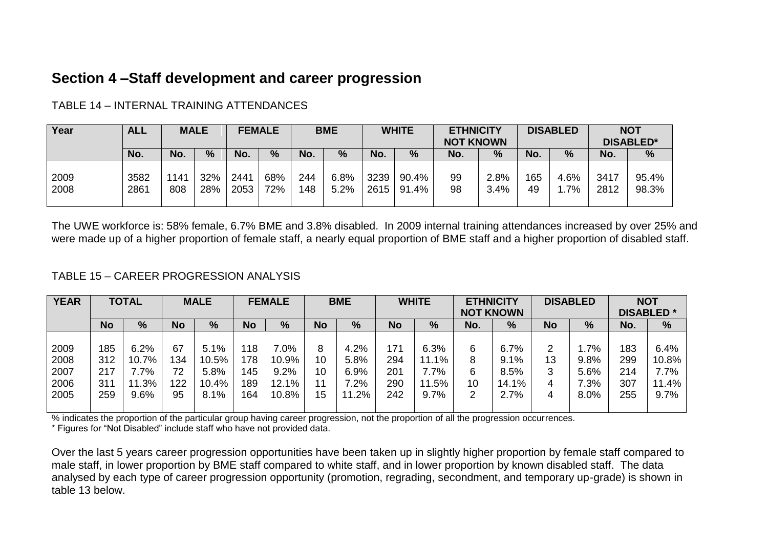## Section 4 –Staff development and career progression

TABLE 14 – INTERNAL TRAINING ATTENDANCES

| Year | ALL | MALE | | FEMALE | | BME | | WHITE | | ETHNICITY NOT KNOWN | | DISABLED | | NOT DISABLED* | |
|---|---|---|---|---|---|---|---|---|---|---|---|---|---|---|---|
| | No. | No. | % | No. | % | No. | % | No. | % | No. | % | No. | % | No. | % |
| 2009 | 3582 | 1141 | 32% | 2441 | 68% | 244 | 6.8% | 3239 | 90.4% | 99 | 2.8% | 165 | 4.6% | 3417 | 95.4% |
| 2008 | 2861 | 808 | 28% | 2053 | 72% | 148 | 5.2% | 2615 | 91.4% | 98 | 3.4% | 49 | 1.7% | 2812 | 98.3% |

The UWE workforce is: 58% female, 6.7% BME and 3.8% disabled. In 2009 internal training attendances increased by over 25% and were made up of a higher proportion of female staff, a nearly equal proportion of BME staff and a higher proportion of disabled staff.

TABLE 15 – CAREER PROGRESSION ANALYSIS

| YEAR | TOTAL | | MALE | | FEMALE | | BME | | WHITE | | ETHNICITY NOT KNOWN | | DISABLED | | NOT DISABLED * | |
|---|---|---|---|---|---|---|---|---|---|---|---|---|---|---|---|---|
| | No | % | No | % | No | % | No | % | No | % | No. | % | No | % | No. | % |
| 2009 | 185 | 6.2% | 67 | 5.1% | 118 | 7.0% | 8 | 4.2% | 171 | 6.3% | 6 | 6.7% | 2 | 1.7% | 183 | 6.4% |
| 2008 | 312 | 10.7% | 134 | 10.5% | 178 | 10.9% | 10 | 5.8% | 294 | 11.1% | 8 | 9.1% | 13 | 9.8% | 299 | 10.8% |
| 2007 | 217 | 7.7% | 72 | 5.8% | 145 | 9.2% | 10 | 6.9% | 201 | 7.7% | 6 | 8.5% | 3 | 5.6% | 214 | 7.7% |
| 2006 | 311 | 11.3% | 122 | 10.4% | 189 | 12.1% | 11 | 7.2% | 290 | 11.5% | 10 | 14.1% | 4 | 7.3% | 307 | 11.4% |
| 2005 | 259 | 9.6% | 95 | 8.1% | 164 | 10.8% | 15 | 11.2% | 242 | 9.7% | 2 | 2.7% | 4 | 8.0% | 255 | 9.7% |

% indicates the proportion of the particular group having career progression, not the proportion of all the progression occurrences.

* Figures for "Not Disabled" include staff who have not provided data.

Over the last 5 years career progression opportunities have been taken up in slightly higher proportion by female staff compared to male staff, in lower proportion by BME staff compared to white staff, and in lower proportion by known disabled staff. The data analysed by each type of career progression opportunity (promotion, regrading, secondment, and temporary up-grade) is shown in table 13 below.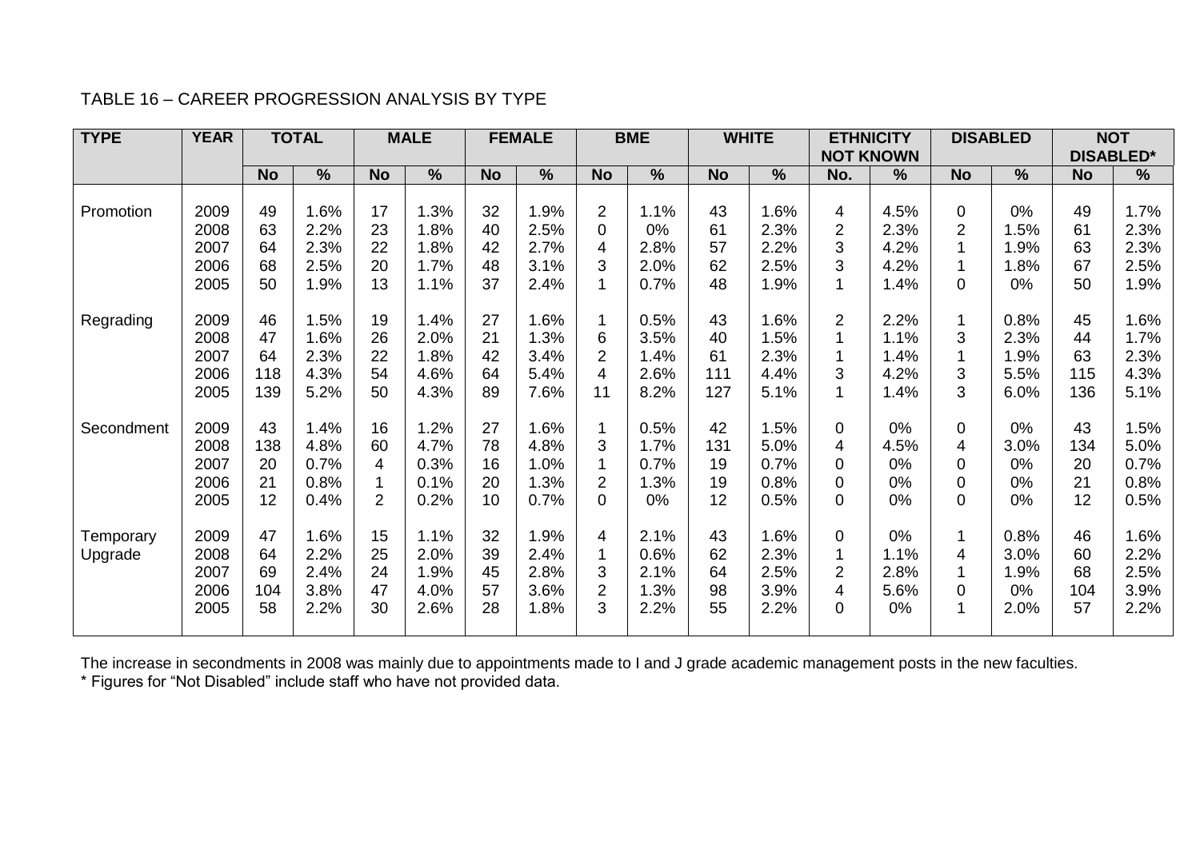TABLE 16 – CAREER PROGRESSION ANALYSIS BY TYPE

| TYPE | YEAR | TOTAL | | MALE | | FEMALE | | BME | | WHITE | | ETHNICITY NOT KNOWN | | DISABLED | | NOT DISABLED* | |
|---|---|---|---|---|---|---|---|---|---|---|---|---|---|---|---|---|---|
| | | No | % | No | % | No | % | No | % | No | % | No. | % | No | % | No | % |
| Promotion | 2009 | 49 | 1.6% | 17 | 1.3% | 32 | 1.9% | 2 | 1.1% | 43 | 1.6% | 4 | 4.5% | 0 | 0% | 49 | 1.7% |
| | 2008 | 63 | 2.2% | 23 | 1.8% | 40 | 2.5% | 0 | 0% | 61 | 2.3% | 2 | 2.3% | 2 | 1.5% | 61 | 2.3% |
| | 2007 | 64 | 2.3% | 22 | 1.8% | 42 | 2.7% | 4 | 2.8% | 57 | 2.2% | 3 | 4.2% | 1 | 1.9% | 63 | 2.3% |
| | 2006 | 68 | 2.5% | 20 | 1.7% | 48 | 3.1% | 3 | 2.0% | 62 | 2.5% | 3 | 4.2% | 1 | 1.8% | 67 | 2.5% |
| | 2005 | 50 | 1.9% | 13 | 1.1% | 37 | 2.4% | 1 | 0.7% | 48 | 1.9% | 1 | 1.4% | 0 | 0% | 50 | 1.9% |
| Regrading | 2009 | 46 | 1.5% | 19 | 1.4% | 27 | 1.6% | 1 | 0.5% | 43 | 1.6% | 2 | 2.2% | 1 | 0.8% | 45 | 1.6% |
| | 2008 | 47 | 1.6% | 26 | 2.0% | 21 | 1.3% | 6 | 3.5% | 40 | 1.5% | 1 | 1.1% | 3 | 2.3% | 44 | 1.7% |
| | 2007 | 64 | 2.3% | 22 | 1.8% | 42 | 3.4% | 2 | 1.4% | 61 | 2.3% | 1 | 1.4% | 1 | 1.9% | 63 | 2.3% |
| | 2006 | 118 | 4.3% | 54 | 4.6% | 64 | 5.4% | 4 | 2.6% | 111 | 4.4% | 3 | 4.2% | 3 | 5.5% | 115 | 4.3% |
| | 2005 | 139 | 5.2% | 50 | 4.3% | 89 | 7.6% | 11 | 8.2% | 127 | 5.1% | 1 | 1.4% | 3 | 6.0% | 136 | 5.1% |
| Secondment | 2009 | 43 | 1.4% | 16 | 1.2% | 27 | 1.6% | 1 | 0.5% | 42 | 1.5% | 0 | 0% | 0 | 0% | 43 | 1.5% |
| | 2008 | 138 | 4.8% | 60 | 4.7% | 78 | 4.8% | 3 | 1.7% | 131 | 5.0% | 4 | 4.5% | 4 | 3.0% | 134 | 5.0% |
| | 2007 | 20 | 0.7% | 4 | 0.3% | 16 | 1.0% | 1 | 0.7% | 19 | 0.7% | 0 | 0% | 0 | 0% | 20 | 0.7% |
| | 2006 | 21 | 0.8% | 1 | 0.1% | 20 | 1.3% | 2 | 1.3% | 19 | 0.8% | 0 | 0% | 0 | 0% | 21 | 0.8% |
| | 2005 | 12 | 0.4% | 2 | 0.2% | 10 | 0.7% | 0 | 0% | 12 | 0.5% | 0 | 0% | 0 | 0% | 12 | 0.5% |
| Temporary Upgrade | 2009 | 47 | 1.6% | 15 | 1.1% | 32 | 1.9% | 4 | 2.1% | 43 | 1.6% | 0 | 0% | 1 | 0.8% | 46 | 1.6% |
| | 2008 | 64 | 2.2% | 25 | 2.0% | 39 | 2.4% | 1 | 0.6% | 62 | 2.3% | 1 | 1.1% | 4 | 3.0% | 60 | 2.2% |
| | 2007 | 69 | 2.4% | 24 | 1.9% | 45 | 2.8% | 3 | 2.1% | 64 | 2.5% | 2 | 2.8% | 1 | 1.9% | 68 | 2.5% |
| | 2006 | 104 | 3.8% | 47 | 4.0% | 57 | 3.6% | 2 | 1.3% | 98 | 3.9% | 4 | 5.6% | 0 | 0% | 104 | 3.9% |
| | 2005 | 58 | 2.2% | 30 | 2.6% | 28 | 1.8% | 3 | 2.2% | 55 | 2.2% | 0 | 0% | 1 | 2.0% | 57 | 2.2% |

The increase in secondments in 2008 was mainly due to appointments made to I and J grade academic management posts in the new faculties.
* Figures for "Not Disabled" include staff who have not provided data.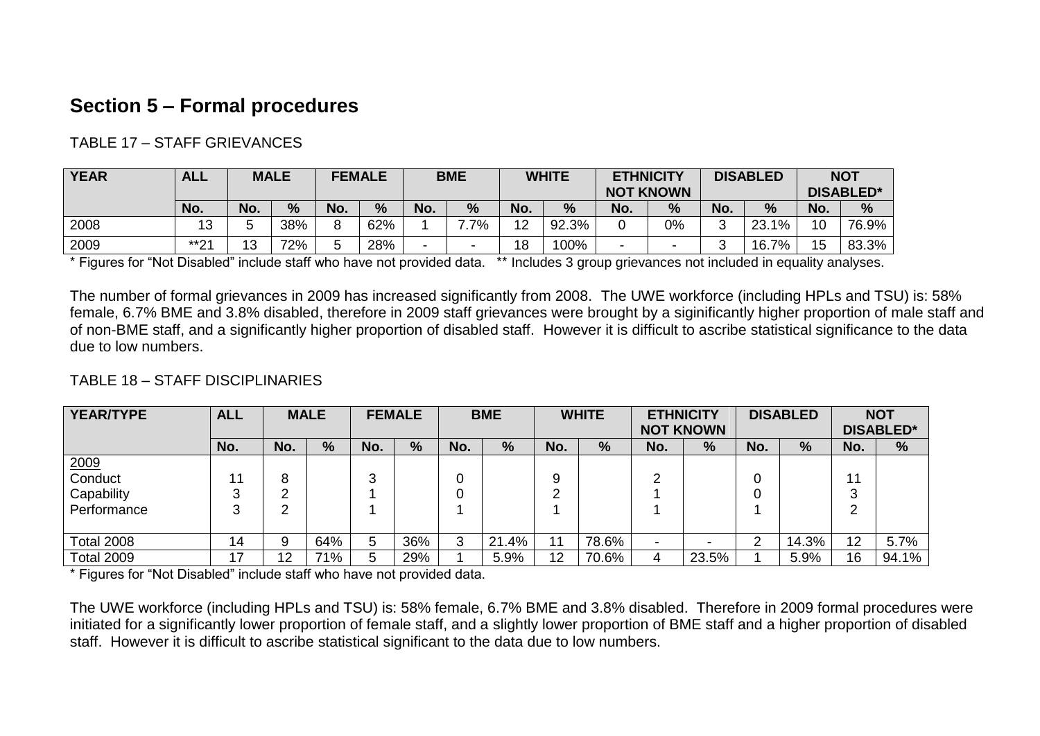## Section 5 – Formal procedures

TABLE 17 – STAFF GRIEVANCES

| YEAR | ALL | MALE | | FEMALE | | BME | | WHITE | | ETHNICITY NOT KNOWN | | DISABLED | | NOT DISABLED* | |
|---|---|---|---|---|---|---|---|---|---|---|---|---|---|---|---|
| | No. | No. | % | No. | % | No. | % | No. | % | No. | % | No. | % | No. | % |
| 2008 | 13 | 5 | 38% | 8 | 62% | 1 | 7.7% | 12 | 92.3% | 0 | 0% | 3 | 23.1% | 10 | 76.9% |
| 2009 | **21 | 13 | 72% | 5 | 28% | - | - | 18 | 100% | - | - | 3 | 16.7% | 15 | 83.3% |

* Figures for "Not Disabled" include staff who have not provided data. ** Includes 3 group grievances not included in equality analyses.

The number of formal grievances in 2009 has increased significantly from 2008. The UWE workforce (including HPLs and TSU) is: 58% female, 6.7% BME and 3.8% disabled, therefore in 2009 staff grievances were brought by a siginificantly higher proportion of male staff and of non-BME staff, and a significantly higher proportion of disabled staff. However it is difficult to ascribe statistical significance to the data due to low numbers.

TABLE 18 – STAFF DISCIPLINARIES

| YEAR/TYPE | ALL | MALE | | FEMALE | | BME | | WHITE | | ETHNICITY NOT KNOWN | | DISABLED | | NOT DISABLED* | |
|---|---|---|---|---|---|---|---|---|---|---|---|---|---|---|---|
| | No. | No. | % | No. | % | No. | % | No. | % | No. | % | No. | % | No. | % |
| 2009 | | | | | | | | | | | | | | | |
| Conduct | 11 | 8 | | 3 | | 0 | | 9 | | 2 | | 0 | | 11 | |
| Capability | 3 | 2 | | 1 | | 0 | | 2 | | 1 | | 0 | | 3 | |
| Performance | 3 | 2 | | 1 | | 1 | | 1 | | 1 | | 1 | | 2 | |
| Total 2008 | 14 | 9 | 64% | 5 | 36% | 3 | 21.4% | 11 | 78.6% | - | - | 2 | 14.3% | 12 | 5.7% |
| Total 2009 | 17 | 12 | 71% | 5 | 29% | 1 | 5.9% | 12 | 70.6% | 4 | 23.5% | 1 | 5.9% | 16 | 94.1% |

* Figures for "Not Disabled" include staff who have not provided data.

The UWE workforce (including HPLs and TSU) is: 58% female, 6.7% BME and 3.8% disabled. Therefore in 2009 formal procedures were initiated for a significantly lower proportion of female staff, and a slightly lower proportion of BME staff and a higher proportion of disabled staff. However it is difficult to ascribe statistical significant to the data due to low numbers.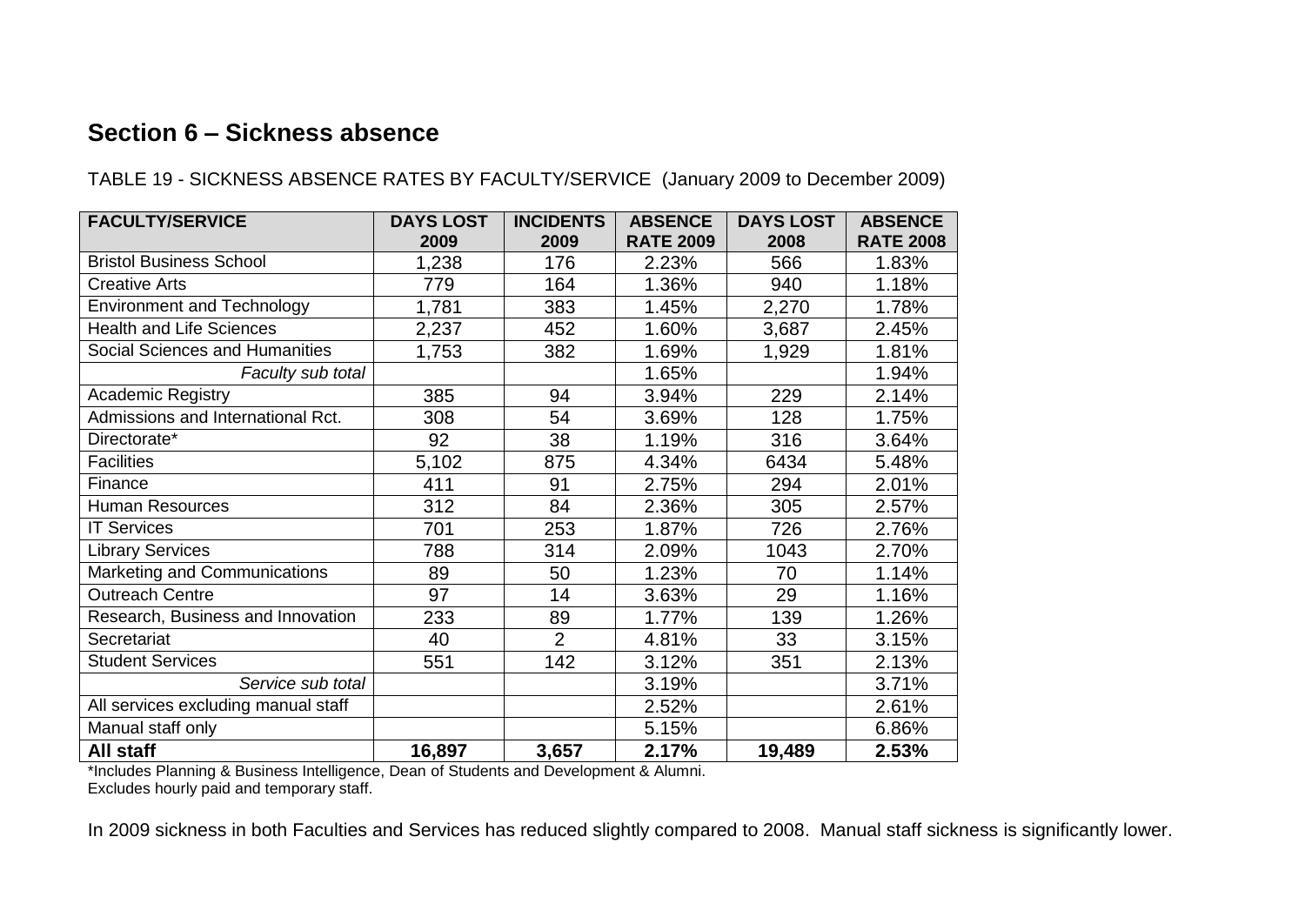## Section 6 – Sickness absence

TABLE 19 - SICKNESS ABSENCE RATES BY FACULTY/SERVICE (January 2009 to December 2009)

| FACULTY/SERVICE | DAYS LOST 2009 | INCIDENTS 2009 | ABSENCE RATE 2009 | DAYS LOST 2008 | ABSENCE RATE 2008 |
|---|---|---|---|---|---|
| Bristol Business School | 1,238 | 176 | 2.23% | 566 | 1.83% |
| Creative Arts | 779 | 164 | 1.36% | 940 | 1.18% |
| Environment and Technology | 1,781 | 383 | 1.45% | 2,270 | 1.78% |
| Health and Life Sciences | 2,237 | 452 | 1.60% | 3,687 | 2.45% |
| Social Sciences and Humanities | 1,753 | 382 | 1.69% | 1,929 | 1.81% |
| *Faculty sub total* | | | 1.65% | | 1.94% |
| Academic Registry | 385 | 94 | 3.94% | 229 | 2.14% |
| Admissions and International Rct. | 308 | 54 | 3.69% | 128 | 1.75% |
| Directorate* | 92 | 38 | 1.19% | 316 | 3.64% |
| Facilities | 5,102 | 875 | 4.34% | 6434 | 5.48% |
| Finance | 411 | 91 | 2.75% | 294 | 2.01% |
| Human Resources | 312 | 84 | 2.36% | 305 | 2.57% |
| IT Services | 701 | 253 | 1.87% | 726 | 2.76% |
| Library Services | 788 | 314 | 2.09% | 1043 | 2.70% |
| Marketing and Communications | 89 | 50 | 1.23% | 70 | 1.14% |
| Outreach Centre | 97 | 14 | 3.63% | 29 | 1.16% |
| Research, Business and Innovation | 233 | 89 | 1.77% | 139 | 1.26% |
| Secretariat | 40 | 2 | 4.81% | 33 | 3.15% |
| Student Services | 551 | 142 | 3.12% | 351 | 2.13% |
| *Service sub total* | | | 3.19% | | 3.71% |
| All services excluding manual staff | | | 2.52% | | 2.61% |
| Manual staff only | | | 5.15% | | 6.86% |
| **All staff** | **16,897** | **3,657** | **2.17%** | **19,489** | **2.53%** |

*Includes Planning & Business Intelligence, Dean of Students and Development & Alumni.
Excludes hourly paid and temporary staff.

In 2009 sickness in both Faculties and Services has reduced slightly compared to 2008. Manual staff sickness is significantly lower.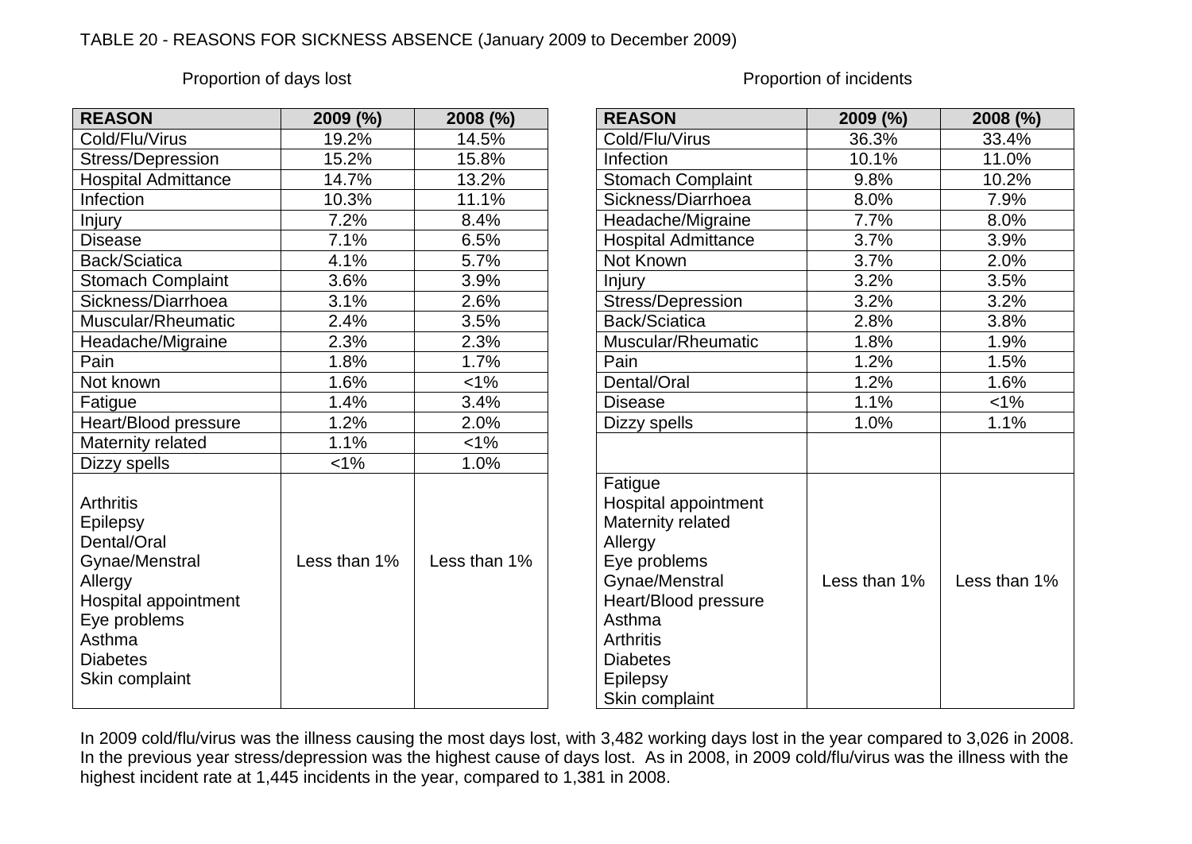TABLE 20 - REASONS FOR SICKNESS ABSENCE (January 2009 to December 2009)

Proportion of days lost

| REASON | 2009 (%) | 2008 (%) |
|---|---|---|
| Cold/Flu/Virus | 19.2% | 14.5% |
| Stress/Depression | 15.2% | 15.8% |
| Hospital Admittance | 14.7% | 13.2% |
| Infection | 10.3% | 11.1% |
| Injury | 7.2% | 8.4% |
| Disease | 7.1% | 6.5% |
| Back/Sciatica | 4.1% | 5.7% |
| Stomach Complaint | 3.6% | 3.9% |
| Sickness/Diarrhoea | 3.1% | 2.6% |
| Muscular/Rheumatic | 2.4% | 3.5% |
| Headache/Migraine | 2.3% | 2.3% |
| Pain | 1.8% | 1.7% |
| Not known | 1.6% | <1% |
| Fatigue | 1.4% | 3.4% |
| Heart/Blood pressure | 1.2% | 2.0% |
| Maternity related | 1.1% | <1% |
| Dizzy spells | <1% | 1.0% |
| Arthritis<br>Epilepsy<br>Dental/Oral<br>Gynae/Menstral<br>Allergy<br>Hospital appointment<br>Eye problems<br>Asthma<br>Diabetes<br>Skin complaint | Less than 1% | Less than 1% |

Proportion of incidents

| REASON | 2009 (%) | 2008 (%) |
|---|---|---|
| Cold/Flu/Virus | 36.3% | 33.4% |
| Infection | 10.1% | 11.0% |
| Stomach Complaint | 9.8% | 10.2% |
| Sickness/Diarrhoea | 8.0% | 7.9% |
| Headache/Migraine | 7.7% | 8.0% |
| Hospital Admittance | 3.7% | 3.9% |
| Not Known | 3.7% | 2.0% |
| Injury | 3.2% | 3.5% |
| Stress/Depression | 3.2% | 3.2% |
| Back/Sciatica | 2.8% | 3.8% |
| Muscular/Rheumatic | 1.8% | 1.9% |
| Pain | 1.2% | 1.5% |
| Dental/Oral | 1.2% | 1.6% |
| Disease | 1.1% | <1% |
| Dizzy spells | 1.0% | 1.1% |
| | | |
| Fatigue<br>Hospital appointment<br>Maternity related<br>Allergy<br>Eye problems<br>Gynae/Menstral<br>Heart/Blood pressure<br>Asthma<br>Arthritis<br>Diabetes<br>Epilepsy<br>Skin complaint | Less than 1% | Less than 1% |

In 2009 cold/flu/virus was the illness causing the most days lost, with 3,482 working days lost in the year compared to 3,026 in 2008. In the previous year stress/depression was the highest cause of days lost. As in 2008, in 2009 cold/flu/virus was the illness with the highest incident rate at 1,445 incidents in the year, compared to 1,381 in 2008.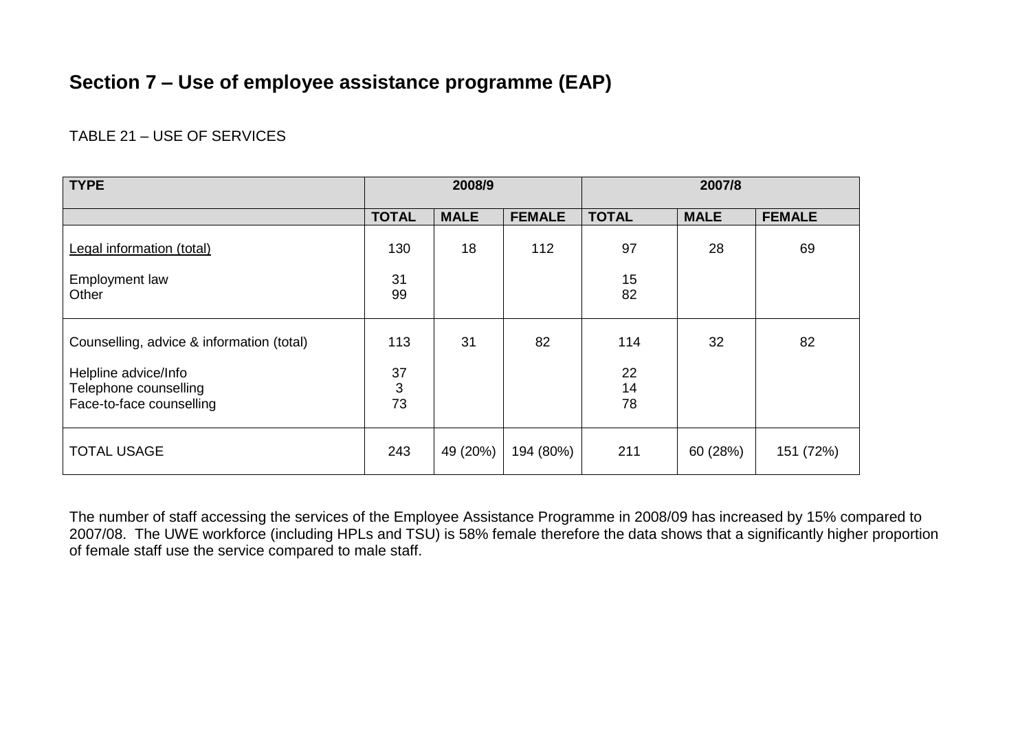## Section 7 – Use of employee assistance programme (EAP)

TABLE 21 – USE OF SERVICES

| TYPE | 2008/9 | | | 2007/8 | | |
|---|---|---|---|---|---|---|
| | TOTAL | MALE | FEMALE | TOTAL | MALE | FEMALE |
| Legal information (total) | 130 | 18 | 112 | 97 | 28 | 69 |
| Employment law | 31 | | | 15 | | |
| Other | 99 | | | 82 | | |
| Counselling, advice & information (total) | 113 | 31 | 82 | 114 | 32 | 82 |
| Helpline advice/Info | 37 | | | 22 | | |
| Telephone counselling | 3 | | | 14 | | |
| Face-to-face counselling | 73 | | | 78 | | |
| TOTAL USAGE | 243 | 49 (20%) | 194 (80%) | 211 | 60 (28%) | 151 (72%) |

The number of staff accessing the services of the Employee Assistance Programme in 2008/09 has increased by 15% compared to 2007/08. The UWE workforce (including HPLs and TSU) is 58% female therefore the data shows that a significantly higher proportion of female staff use the service compared to male staff.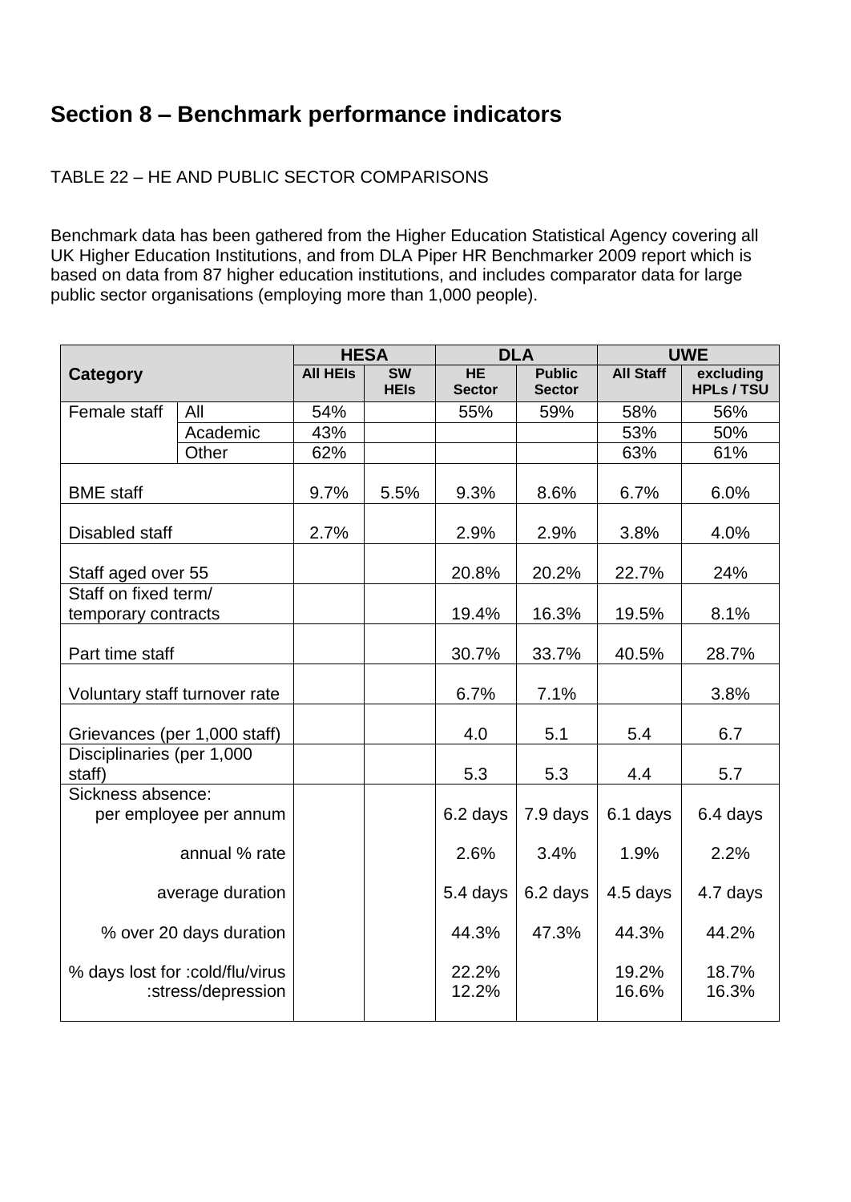## Section 8 – Benchmark performance indicators

TABLE 22 – HE AND PUBLIC SECTOR COMPARISONS

Benchmark data has been gathered from the Higher Education Statistical Agency covering all UK Higher Education Institutions, and from DLA Piper HR Benchmarker 2009 report which is based on data from 87 higher education institutions, and includes comparator data for large public sector organisations (employing more than 1,000 people).

| Category | | HESA | | DLA | | UWE | |
|---|---|---|---|---|---|---|---|
| | | All HEIs | SW HEIs | HE Sector | Public Sector | All Staff | excluding HPLs / TSU |
| Female staff | All | 54% | | 55% | 59% | 58% | 56% |
| | Academic | 43% | | | | 53% | 50% |
| | Other | 62% | | | | 63% | 61% |
| BME staff | | 9.7% | 5.5% | 9.3% | 8.6% | 6.7% | 6.0% |
| Disabled staff | | 2.7% | | 2.9% | 2.9% | 3.8% | 4.0% |
| Staff aged over 55 | | | | 20.8% | 20.2% | 22.7% | 24% |
| Staff on fixed term/ temporary contracts | | | | 19.4% | 16.3% | 19.5% | 8.1% |
| Part time staff | | | | 30.7% | 33.7% | 40.5% | 28.7% |
| Voluntary staff turnover rate | | | | 6.7% | 7.1% | | 3.8% |
| Grievances (per 1,000 staff) | | | | 4.0 | 5.1 | 5.4 | 6.7 |
| Disciplinaries (per 1,000 staff) | | | | 5.3 | 5.3 | 4.4 | 5.7 |
| Sickness absence: per employee per annum | | | | 6.2 days | 7.9 days | 6.1 days | 6.4 days |
| annual % rate | | | | 2.6% | 3.4% | 1.9% | 2.2% |
| average duration | | | | 5.4 days | 6.2 days | 4.5 days | 4.7 days |
| % over 20 days duration | | | | 44.3% | 47.3% | 44.3% | 44.2% |
| % days lost for :cold/flu/virus | | | | 22.2% | | 19.2% | 18.7% |
| :stress/depression | | | | 12.2% | | 16.6% | 16.3% |